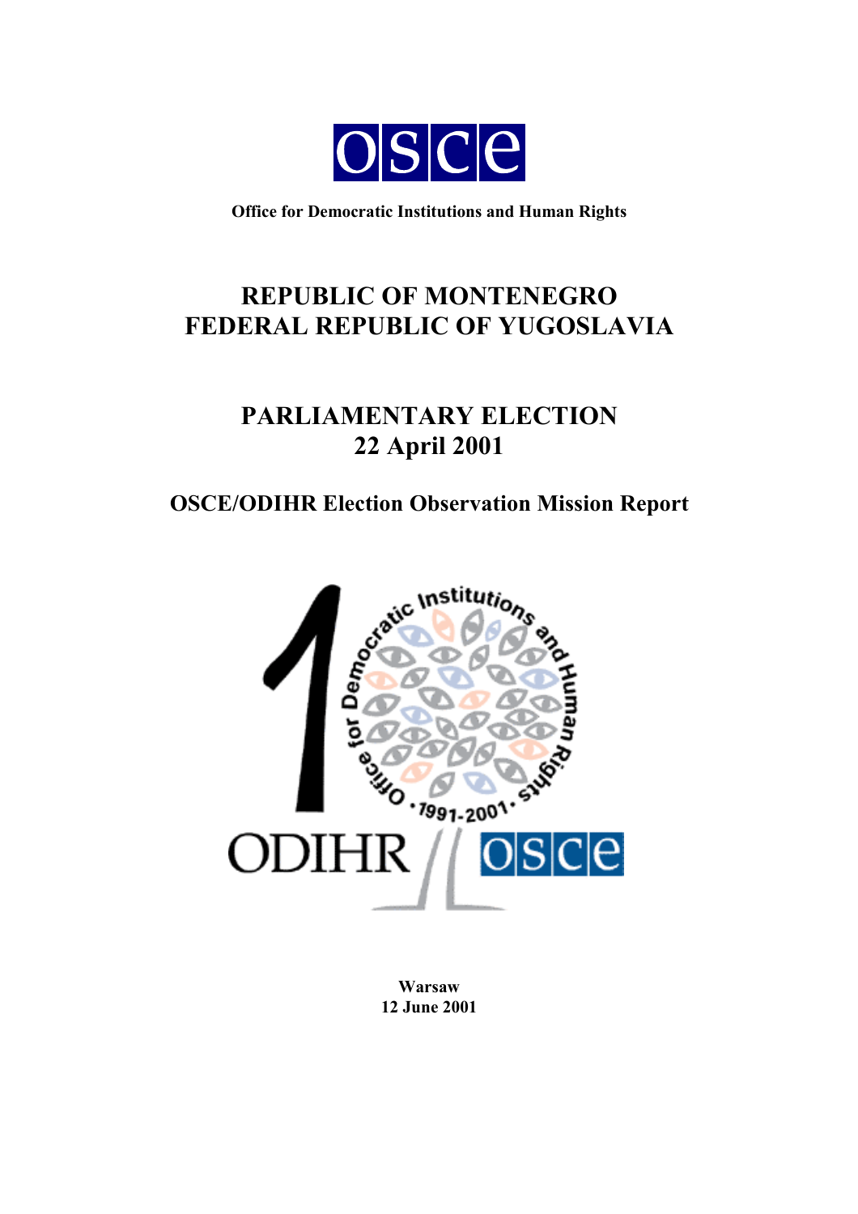**Office for Democratic Institutions and Human Rights**

# REPUBLIC OF MONTENEGRO
# FEDERAL REPUBLIC OF YUGOSLAVIA

# PARLIAMENTARY ELECTION
# 22 April 2001

## OSCE/ODIHR Election Observation Mission Report

**Warsaw**
**12 June 2001**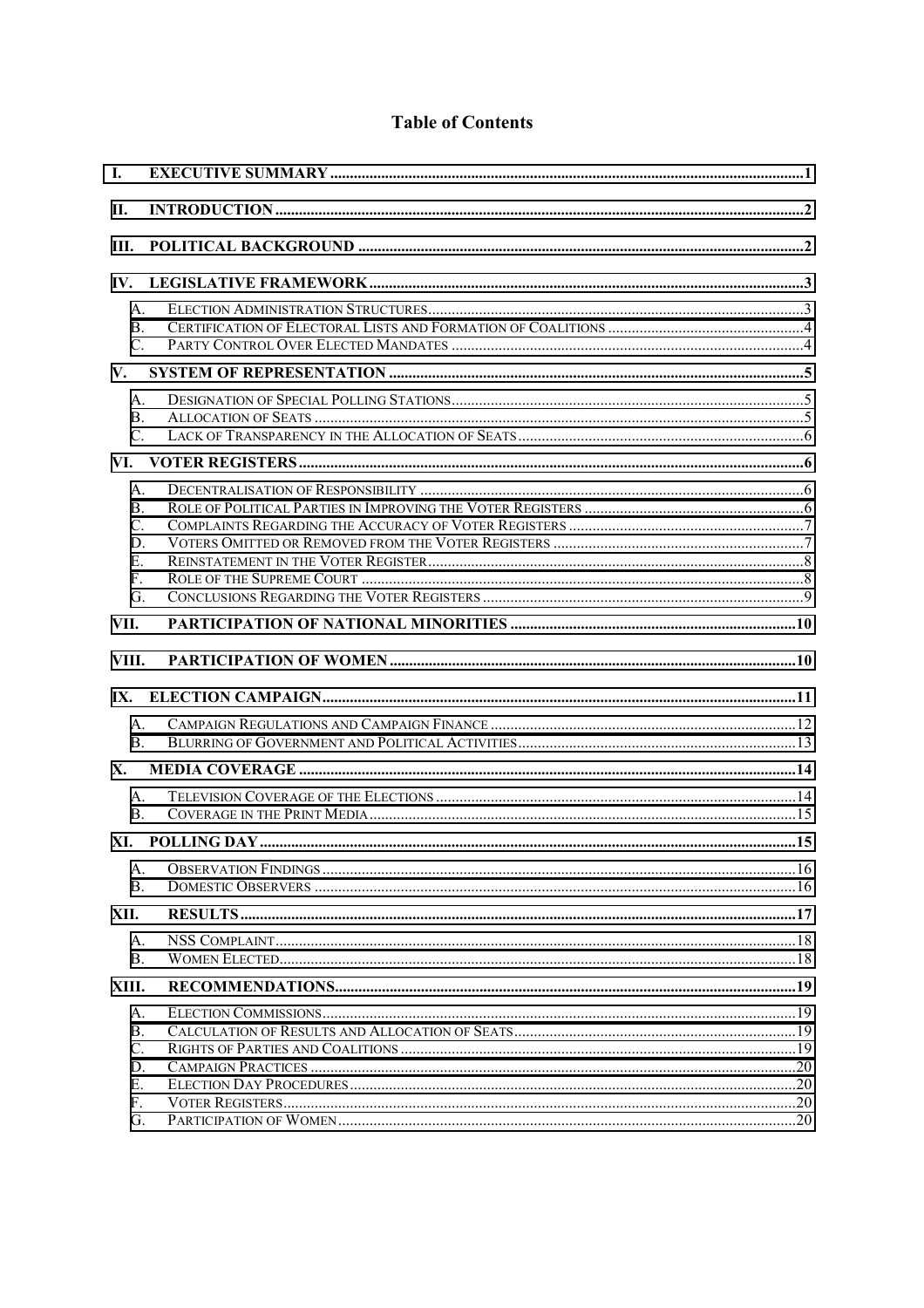# Table of Contents

- I. EXECUTIVE SUMMARY .....1
- II. INTRODUCTION .....2
- III. POLITICAL BACKGROUND .....2
- IV. LEGISLATIVE FRAMEWORK .....3
  - A. Election Administration Structures .....3
  - B. Certification of Electoral Lists and Formation of Coalitions .....4
  - C. Party Control Over Elected Mandates .....4
- V. SYSTEM OF REPRESENTATION .....5
  - A. Designation of Special Polling Stations .....5
  - B. Allocation of Seats .....5
  - C. Lack of Transparency in the Allocation of Seats .....6
- VI. VOTER REGISTERS .....6
  - A. Decentralisation of Responsibility .....6
  - B. Role of Political Parties in Improving the Voter Registers .....6
  - C. Complaints Regarding the Accuracy of Voter Registers .....7
  - D. Voters Omitted or Removed from the Voter Registers .....7
  - E. Reinstatement in the Voter Register .....8
  - F. Role of the Supreme Court .....8
  - G. Conclusions Regarding the Voter Registers .....9
- VII. PARTICIPATION OF NATIONAL MINORITIES .....10
- VIII. PARTICIPATION OF WOMEN .....10
- IX. ELECTION CAMPAIGN .....11
  - A. Campaign Regulations and Campaign Finance .....12
  - B. Blurring of Government and Political Activities .....13
- X. MEDIA COVERAGE .....14
  - A. Television Coverage of the Elections .....14
  - B. Coverage in the Print Media .....15
- XI. POLLING DAY .....15
  - A. Observation Findings .....16
  - B. Domestic Observers .....16
- XII. RESULTS .....17
  - A. NSS Complaint .....18
  - B. Women Elected .....18
- XIII. RECOMMENDATIONS .....19
  - A. Election Commissions .....19
  - B. Calculation of Results and Allocation of Seats .....19
  - C. Rights of Parties and Coalitions .....19
  - D. Campaign Practices .....20
  - E. Election Day Procedures .....20
  - F. Voter Registers .....20
  - G. Participation of Women .....20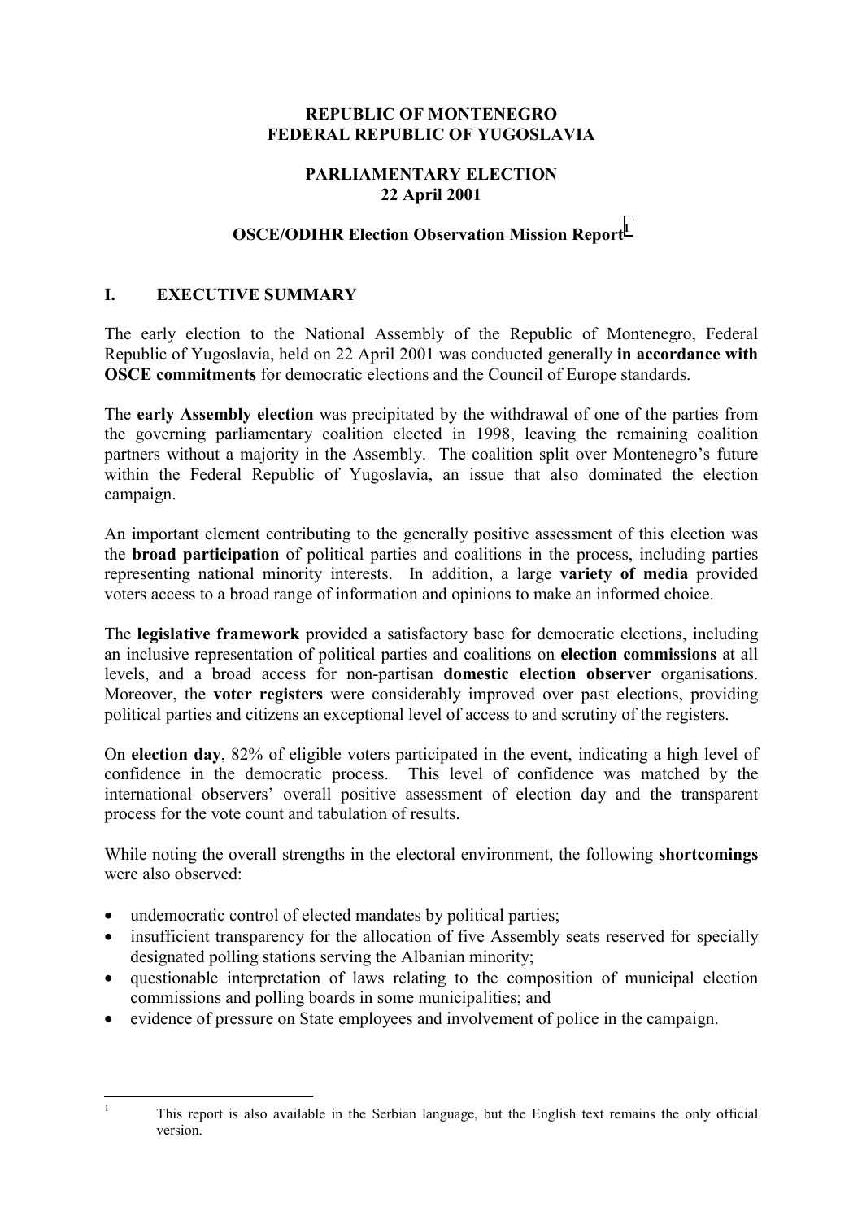**REPUBLIC OF MONTENEGRO**
**FEDERAL REPUBLIC OF YUGOSLAVIA**

**PARLIAMENTARY ELECTION**
**22 April 2001**

# OSCE/ODIHR Election Observation Mission Report[1]

## I. EXECUTIVE SUMMARY

The early election to the National Assembly of the Republic of Montenegro, Federal Republic of Yugoslavia, held on 22 April 2001 was conducted generally **in accordance with OSCE commitments** for democratic elections and the Council of Europe standards.

The **early Assembly election** was precipitated by the withdrawal of one of the parties from the governing parliamentary coalition elected in 1998, leaving the remaining coalition partners without a majority in the Assembly. The coalition split over Montenegro's future within the Federal Republic of Yugoslavia, an issue that also dominated the election campaign.

An important element contributing to the generally positive assessment of this election was the **broad participation** of political parties and coalitions in the process, including parties representing national minority interests. In addition, a large **variety of media** provided voters access to a broad range of information and opinions to make an informed choice.

The **legislative framework** provided a satisfactory base for democratic elections, including an inclusive representation of political parties and coalitions on **election commissions** at all levels, and a broad access for non-partisan **domestic election observer** organisations. Moreover, the **voter registers** were considerably improved over past elections, providing political parties and citizens an exceptional level of access to and scrutiny of the registers.

On **election day**, 82% of eligible voters participated in the event, indicating a high level of confidence in the democratic process. This level of confidence was matched by the international observers' overall positive assessment of election day and the transparent process for the vote count and tabulation of results.

While noting the overall strengths in the electoral environment, the following **shortcomings** were also observed:

- undemocratic control of elected mandates by political parties;
- insufficient transparency for the allocation of five Assembly seats reserved for specially designated polling stations serving the Albanian minority;
- questionable interpretation of laws relating to the composition of municipal election commissions and polling boards in some municipalities; and
- evidence of pressure on State employees and involvement of police in the campaign.

[1] This report is also available in the Serbian language, but the English text remains the only official version.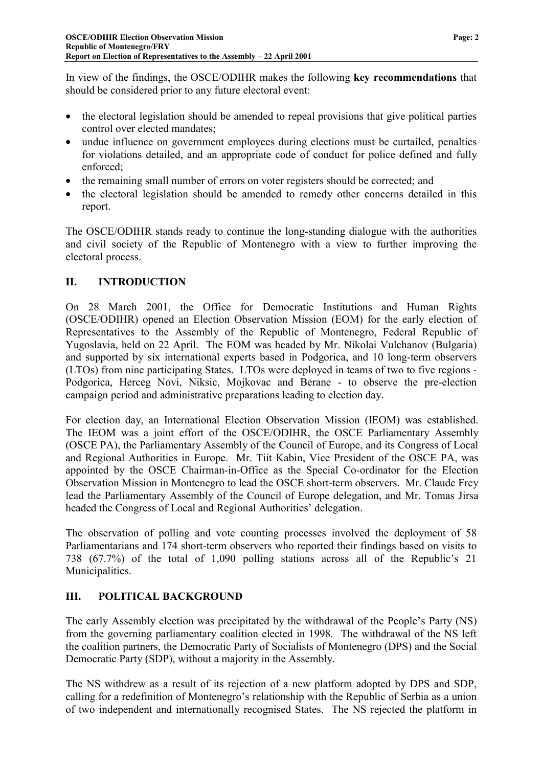In view of the findings, the OSCE/ODIHR makes the following **key recommendations** that should be considered prior to any future electoral event:

- the electoral legislation should be amended to repeal provisions that give political parties control over elected mandates;
- undue influence on government employees during elections must be curtailed, penalties for violations detailed, and an appropriate code of conduct for police defined and fully enforced;
- the remaining small number of errors on voter registers should be corrected; and
- the electoral legislation should be amended to remedy other concerns detailed in this report.

The OSCE/ODIHR stands ready to continue the long-standing dialogue with the authorities and civil society of the Republic of Montenegro with a view to further improving the electoral process.

## II. INTRODUCTION

On 28 March 2001, the Office for Democratic Institutions and Human Rights (OSCE/ODIHR) opened an Election Observation Mission (EOM) for the early election of Representatives to the Assembly of the Republic of Montenegro, Federal Republic of Yugoslavia, held on 22 April. The EOM was headed by Mr. Nikolai Vulchanov (Bulgaria) and supported by six international experts based in Podgorica, and 10 long-term observers (LTOs) from nine participating States. LTOs were deployed in teams of two to five regions - Podgorica, Herceg Novi, Niksic, Mojkovac and Berane - to observe the pre-election campaign period and administrative preparations leading to election day.

For election day, an International Election Observation Mission (IEOM) was established. The IEOM was a joint effort of the OSCE/ODIHR, the OSCE Parliamentary Assembly (OSCE PA), the Parliamentary Assembly of the Council of Europe, and its Congress of Local and Regional Authorities in Europe. Mr. Tiit Kabin, Vice President of the OSCE PA, was appointed by the OSCE Chairman-in-Office as the Special Co-ordinator for the Election Observation Mission in Montenegro to lead the OSCE short-term observers. Mr. Claude Frey lead the Parliamentary Assembly of the Council of Europe delegation, and Mr. Tomas Jirsa headed the Congress of Local and Regional Authorities' delegation.

The observation of polling and vote counting processes involved the deployment of 58 Parliamentarians and 174 short-term observers who reported their findings based on visits to 738 (67.7%) of the total of 1,090 polling stations across all of the Republic's 21 Municipalities.

## III. POLITICAL BACKGROUND

The early Assembly election was precipitated by the withdrawal of the People's Party (NS) from the governing parliamentary coalition elected in 1998. The withdrawal of the NS left the coalition partners, the Democratic Party of Socialists of Montenegro (DPS) and the Social Democratic Party (SDP), without a majority in the Assembly.

The NS withdrew as a result of its rejection of a new platform adopted by DPS and SDP, calling for a redefinition of Montenegro's relationship with the Republic of Serbia as a union of two independent and internationally recognised States. The NS rejected the platform in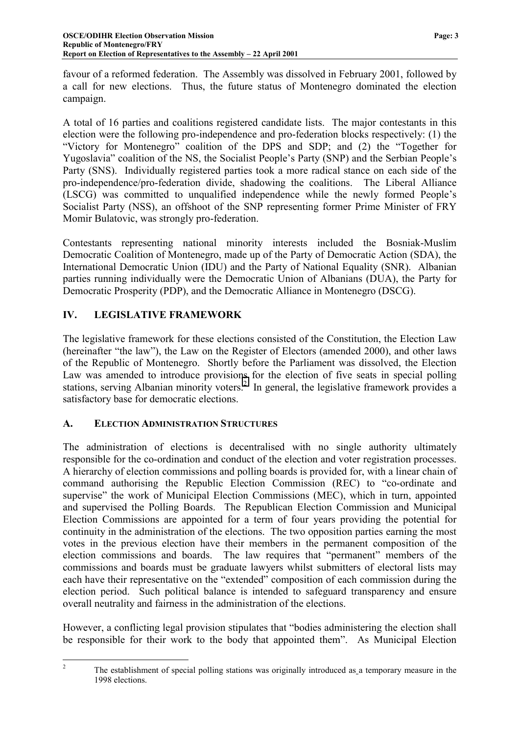favour of a reformed federation. The Assembly was dissolved in February 2001, followed by a call for new elections. Thus, the future status of Montenegro dominated the election campaign.

A total of 16 parties and coalitions registered candidate lists. The major contestants in this election were the following pro-independence and pro-federation blocks respectively: (1) the "Victory for Montenegro" coalition of the DPS and SDP; and (2) the "Together for Yugoslavia" coalition of the NS, the Socialist People's Party (SNP) and the Serbian People's Party (SNS). Individually registered parties took a more radical stance on each side of the pro-independence/pro-federation divide, shadowing the coalitions. The Liberal Alliance (LSCG) was committed to unqualified independence while the newly formed People's Socialist Party (NSS), an offshoot of the SNP representing former Prime Minister of FRY Momir Bulatovic, was strongly pro-federation.

Contestants representing national minority interests included the Bosniak-Muslim Democratic Coalition of Montenegro, made up of the Party of Democratic Action (SDA), the International Democratic Union (IDU) and the Party of National Equality (SNR). Albanian parties running individually were the Democratic Union of Albanians (DUA), the Party for Democratic Prosperity (PDP), and the Democratic Alliance in Montenegro (DSCG).

## IV. LEGISLATIVE FRAMEWORK

The legislative framework for these elections consisted of the Constitution, the Election Law (hereinafter "the law"), the Law on the Register of Electors (amended 2000), and other laws of the Republic of Montenegro. Shortly before the Parliament was dissolved, the Election Law was amended to introduce provisions for the election of five seats in special polling stations, serving Albanian minority voters.[2] In general, the legislative framework provides a satisfactory base for democratic elections.

### A. ELECTION ADMINISTRATION STRUCTURES

The administration of elections is decentralised with no single authority ultimately responsible for the co-ordination and conduct of the election and voter registration processes. A hierarchy of election commissions and polling boards is provided for, with a linear chain of command authorising the Republic Election Commission (REC) to "co-ordinate and supervise" the work of Municipal Election Commissions (MEC), which in turn, appointed and supervised the Polling Boards. The Republican Election Commission and Municipal Election Commissions are appointed for a term of four years providing the potential for continuity in the administration of the elections. The two opposition parties earning the most votes in the previous election have their members in the permanent composition of the election commissions and boards. The law requires that "permanent" members of the commissions and boards must be graduate lawyers whilst submitters of electoral lists may each have their representative on the "extended" composition of each commission during the election period. Such political balance is intended to safeguard transparency and ensure overall neutrality and fairness in the administration of the elections.

However, a conflicting legal provision stipulates that "bodies administering the election shall be responsible for their work to the body that appointed them". As Municipal Election

---

[2] The establishment of special polling stations was originally introduced as a temporary measure in the 1998 elections.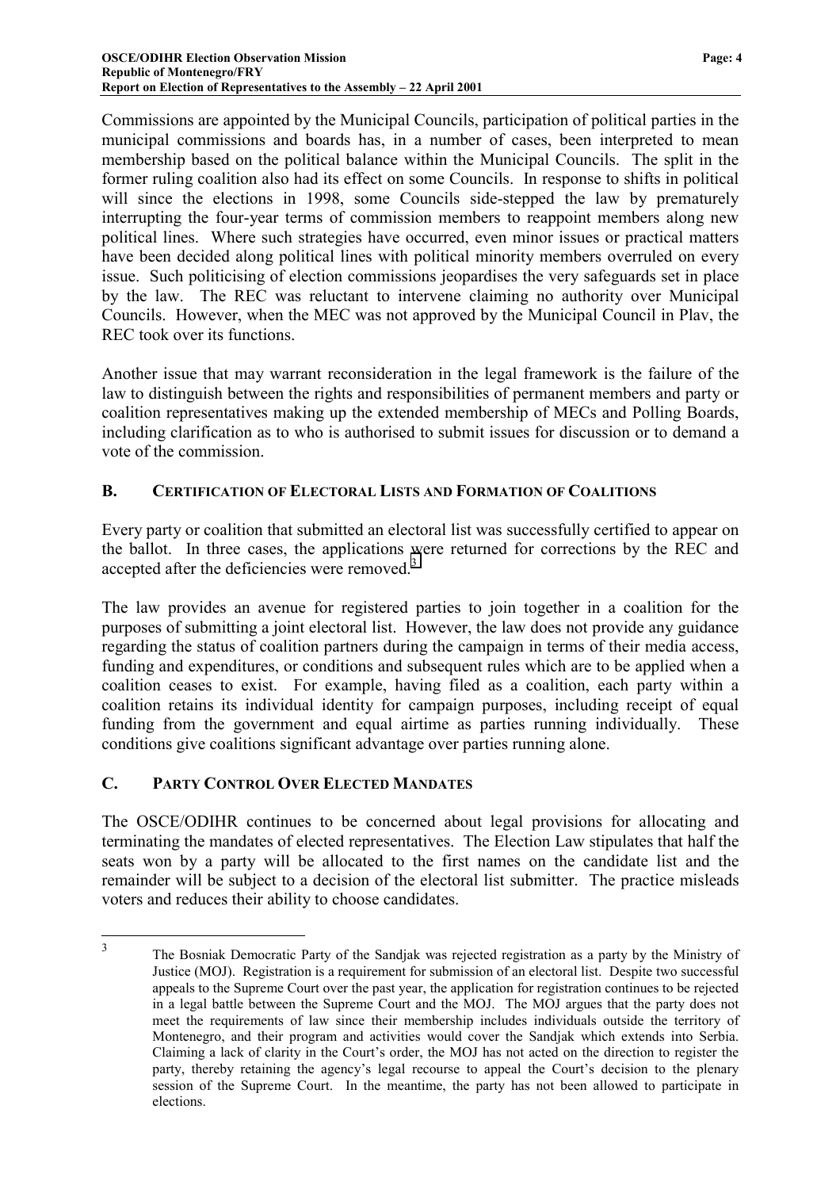Commissions are appointed by the Municipal Councils, participation of political parties in the municipal commissions and boards has, in a number of cases, been interpreted to mean membership based on the political balance within the Municipal Councils. The split in the former ruling coalition also had its effect on some Councils. In response to shifts in political will since the elections in 1998, some Councils side-stepped the law by prematurely interrupting the four-year terms of commission members to reappoint members along new political lines. Where such strategies have occurred, even minor issues or practical matters have been decided along political lines with political minority members overruled on every issue. Such politicising of election commissions jeopardises the very safeguards set in place by the law. The REC was reluctant to intervene claiming no authority over Municipal Councils. However, when the MEC was not approved by the Municipal Council in Plav, the REC took over its functions.

Another issue that may warrant reconsideration in the legal framework is the failure of the law to distinguish between the rights and responsibilities of permanent members and party or coalition representatives making up the extended membership of MECs and Polling Boards, including clarification as to who is authorised to submit issues for discussion or to demand a vote of the commission.

## B. Certification of Electoral Lists and Formation of Coalitions

Every party or coalition that submitted an electoral list was successfully certified to appear on the ballot. In three cases, the applications were returned for corrections by the REC and accepted after the deficiencies were removed.[3]

The law provides an avenue for registered parties to join together in a coalition for the purposes of submitting a joint electoral list. However, the law does not provide any guidance regarding the status of coalition partners during the campaign in terms of their media access, funding and expenditures, or conditions and subsequent rules which are to be applied when a coalition ceases to exist. For example, having filed as a coalition, each party within a coalition retains its individual identity for campaign purposes, including receipt of equal funding from the government and equal airtime as parties running individually. These conditions give coalitions significant advantage over parties running alone.

## C. Party Control Over Elected Mandates

The OSCE/ODIHR continues to be concerned about legal provisions for allocating and terminating the mandates of elected representatives. The Election Law stipulates that half the seats won by a party will be allocated to the first names on the candidate list and the remainder will be subject to a decision of the electoral list submitter. The practice misleads voters and reduces their ability to choose candidates.

---

[3] The Bosniak Democratic Party of the Sandjak was rejected registration as a party by the Ministry of Justice (MOJ). Registration is a requirement for submission of an electoral list. Despite two successful appeals to the Supreme Court over the past year, the application for registration continues to be rejected in a legal battle between the Supreme Court and the MOJ. The MOJ argues that the party does not meet the requirements of law since their membership includes individuals outside the territory of Montenegro, and their program and activities would cover the Sandjak which extends into Serbia. Claiming a lack of clarity in the Court's order, the MOJ has not acted on the direction to register the party, thereby retaining the agency's legal recourse to appeal the Court's decision to the plenary session of the Supreme Court. In the meantime, the party has not been allowed to participate in elections.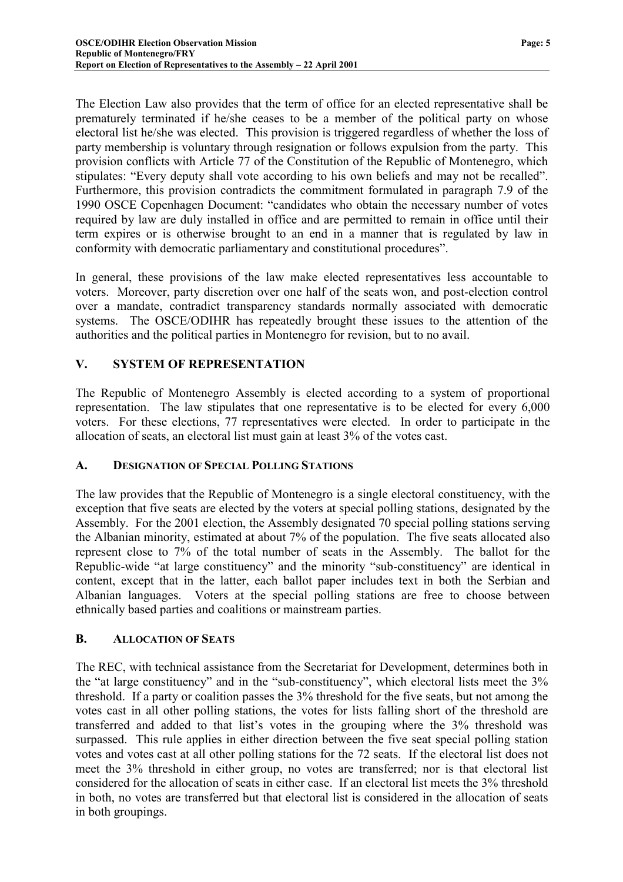The Election Law also provides that the term of office for an elected representative shall be prematurely terminated if he/she ceases to be a member of the political party on whose electoral list he/she was elected. This provision is triggered regardless of whether the loss of party membership is voluntary through resignation or follows expulsion from the party. This provision conflicts with Article 77 of the Constitution of the Republic of Montenegro, which stipulates: "Every deputy shall vote according to his own beliefs and may not be recalled". Furthermore, this provision contradicts the commitment formulated in paragraph 7.9 of the 1990 OSCE Copenhagen Document: "candidates who obtain the necessary number of votes required by law are duly installed in office and are permitted to remain in office until their term expires or is otherwise brought to an end in a manner that is regulated by law in conformity with democratic parliamentary and constitutional procedures".

In general, these provisions of the law make elected representatives less accountable to voters. Moreover, party discretion over one half of the seats won, and post-election control over a mandate, contradict transparency standards normally associated with democratic systems. The OSCE/ODIHR has repeatedly brought these issues to the attention of the authorities and the political parties in Montenegro for revision, but to no avail.

## V. SYSTEM OF REPRESENTATION

The Republic of Montenegro Assembly is elected according to a system of proportional representation. The law stipulates that one representative is to be elected for every 6,000 voters. For these elections, 77 representatives were elected. In order to participate in the allocation of seats, an electoral list must gain at least 3% of the votes cast.

### A. DESIGNATION OF SPECIAL POLLING STATIONS

The law provides that the Republic of Montenegro is a single electoral constituency, with the exception that five seats are elected by the voters at special polling stations, designated by the Assembly. For the 2001 election, the Assembly designated 70 special polling stations serving the Albanian minority, estimated at about 7% of the population. The five seats allocated also represent close to 7% of the total number of seats in the Assembly. The ballot for the Republic-wide "at large constituency" and the minority "sub-constituency" are identical in content, except that in the latter, each ballot paper includes text in both the Serbian and Albanian languages. Voters at the special polling stations are free to choose between ethnically based parties and coalitions or mainstream parties.

### B. ALLOCATION OF SEATS

The REC, with technical assistance from the Secretariat for Development, determines both in the "at large constituency" and in the "sub-constituency", which electoral lists meet the 3% threshold. If a party or coalition passes the 3% threshold for the five seats, but not among the votes cast in all other polling stations, the votes for lists falling short of the threshold are transferred and added to that list's votes in the grouping where the 3% threshold was surpassed. This rule applies in either direction between the five seat special polling station votes and votes cast at all other polling stations for the 72 seats. If the electoral list does not meet the 3% threshold in either group, no votes are transferred; nor is that electoral list considered for the allocation of seats in either case. If an electoral list meets the 3% threshold in both, no votes are transferred but that electoral list is considered in the allocation of seats in both groupings.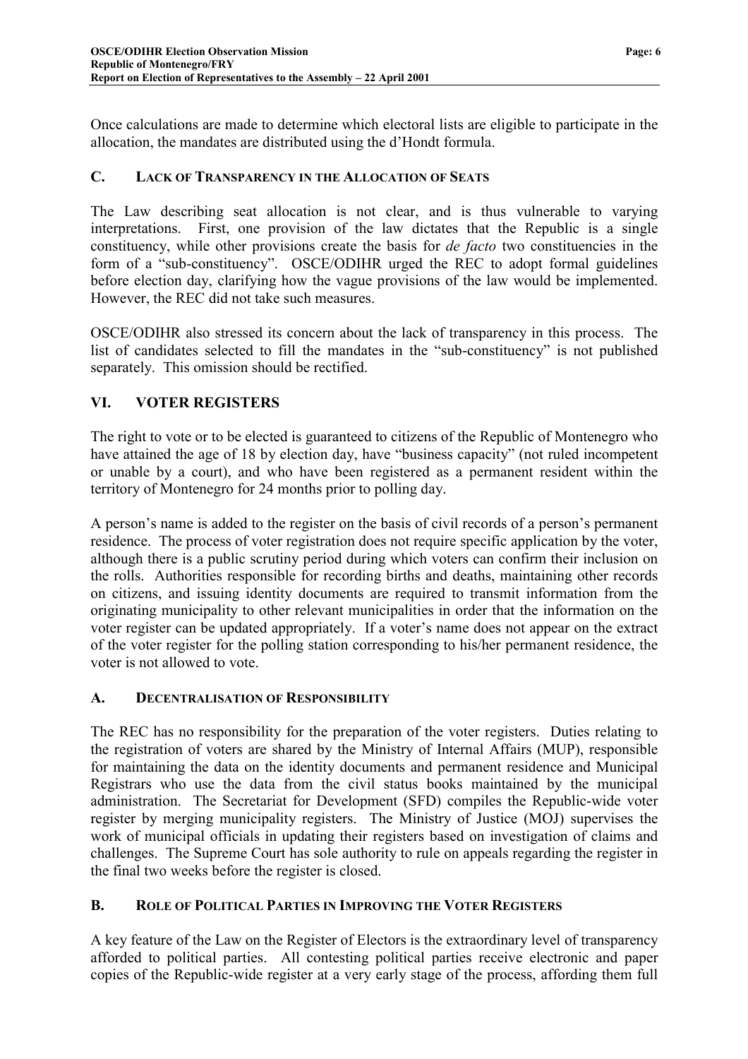Once calculations are made to determine which electoral lists are eligible to participate in the allocation, the mandates are distributed using the d'Hondt formula.

### C. LACK OF TRANSPARENCY IN THE ALLOCATION OF SEATS

The Law describing seat allocation is not clear, and is thus vulnerable to varying interpretations. First, one provision of the law dictates that the Republic is a single constituency, while other provisions create the basis for *de facto* two constituencies in the form of a "sub-constituency". OSCE/ODIHR urged the REC to adopt formal guidelines before election day, clarifying how the vague provisions of the law would be implemented. However, the REC did not take such measures.

OSCE/ODIHR also stressed its concern about the lack of transparency in this process. The list of candidates selected to fill the mandates in the "sub-constituency" is not published separately. This omission should be rectified.

## VI. VOTER REGISTERS

The right to vote or to be elected is guaranteed to citizens of the Republic of Montenegro who have attained the age of 18 by election day, have "business capacity" (not ruled incompetent or unable by a court), and who have been registered as a permanent resident within the territory of Montenegro for 24 months prior to polling day.

A person's name is added to the register on the basis of civil records of a person's permanent residence. The process of voter registration does not require specific application by the voter, although there is a public scrutiny period during which voters can confirm their inclusion on the rolls. Authorities responsible for recording births and deaths, maintaining other records on citizens, and issuing identity documents are required to transmit information from the originating municipality to other relevant municipalities in order that the information on the voter register can be updated appropriately. If a voter's name does not appear on the extract of the voter register for the polling station corresponding to his/her permanent residence, the voter is not allowed to vote.

### A. DECENTRALISATION OF RESPONSIBILITY

The REC has no responsibility for the preparation of the voter registers. Duties relating to the registration of voters are shared by the Ministry of Internal Affairs (MUP), responsible for maintaining the data on the identity documents and permanent residence and Municipal Registrars who use the data from the civil status books maintained by the municipal administration. The Secretariat for Development (SFD) compiles the Republic-wide voter register by merging municipality registers. The Ministry of Justice (MOJ) supervises the work of municipal officials in updating their registers based on investigation of claims and challenges. The Supreme Court has sole authority to rule on appeals regarding the register in the final two weeks before the register is closed.

### B. ROLE OF POLITICAL PARTIES IN IMPROVING THE VOTER REGISTERS

A key feature of the Law on the Register of Electors is the extraordinary level of transparency afforded to political parties. All contesting political parties receive electronic and paper copies of the Republic-wide register at a very early stage of the process, affording them full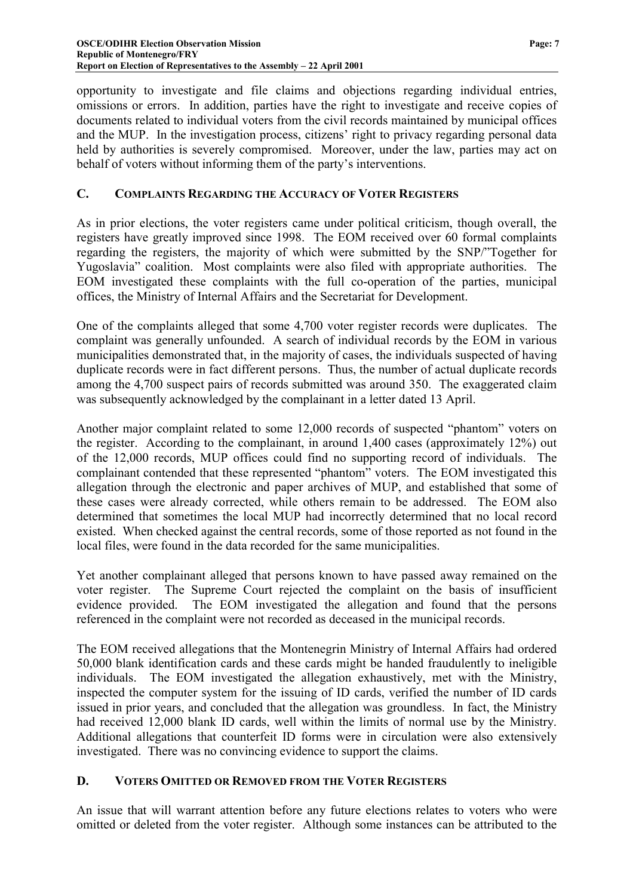opportunity to investigate and file claims and objections regarding individual entries, omissions or errors. In addition, parties have the right to investigate and receive copies of documents related to individual voters from the civil records maintained by municipal offices and the MUP. In the investigation process, citizens' right to privacy regarding personal data held by authorities is severely compromised. Moreover, under the law, parties may act on behalf of voters without informing them of the party's interventions.

### C. Complaints Regarding the Accuracy of Voter Registers

As in prior elections, the voter registers came under political criticism, though overall, the registers have greatly improved since 1998. The EOM received over 60 formal complaints regarding the registers, the majority of which were submitted by the SNP/"Together for Yugoslavia" coalition. Most complaints were also filed with appropriate authorities. The EOM investigated these complaints with the full co-operation of the parties, municipal offices, the Ministry of Internal Affairs and the Secretariat for Development.

One of the complaints alleged that some 4,700 voter register records were duplicates. The complaint was generally unfounded. A search of individual records by the EOM in various municipalities demonstrated that, in the majority of cases, the individuals suspected of having duplicate records were in fact different persons. Thus, the number of actual duplicate records among the 4,700 suspect pairs of records submitted was around 350. The exaggerated claim was subsequently acknowledged by the complainant in a letter dated 13 April.

Another major complaint related to some 12,000 records of suspected "phantom" voters on the register. According to the complainant, in around 1,400 cases (approximately 12%) out of the 12,000 records, MUP offices could find no supporting record of individuals. The complainant contended that these represented "phantom" voters. The EOM investigated this allegation through the electronic and paper archives of MUP, and established that some of these cases were already corrected, while others remain to be addressed. The EOM also determined that sometimes the local MUP had incorrectly determined that no local record existed. When checked against the central records, some of those reported as not found in the local files, were found in the data recorded for the same municipalities.

Yet another complainant alleged that persons known to have passed away remained on the voter register. The Supreme Court rejected the complaint on the basis of insufficient evidence provided. The EOM investigated the allegation and found that the persons referenced in the complaint were not recorded as deceased in the municipal records.

The EOM received allegations that the Montenegrin Ministry of Internal Affairs had ordered 50,000 blank identification cards and these cards might be handed fraudulently to ineligible individuals. The EOM investigated the allegation exhaustively, met with the Ministry, inspected the computer system for the issuing of ID cards, verified the number of ID cards issued in prior years, and concluded that the allegation was groundless. In fact, the Ministry had received 12,000 blank ID cards, well within the limits of normal use by the Ministry. Additional allegations that counterfeit ID forms were in circulation were also extensively investigated. There was no convincing evidence to support the claims.

### D. Voters Omitted or Removed from the Voter Registers

An issue that will warrant attention before any future elections relates to voters who were omitted or deleted from the voter register. Although some instances can be attributed to the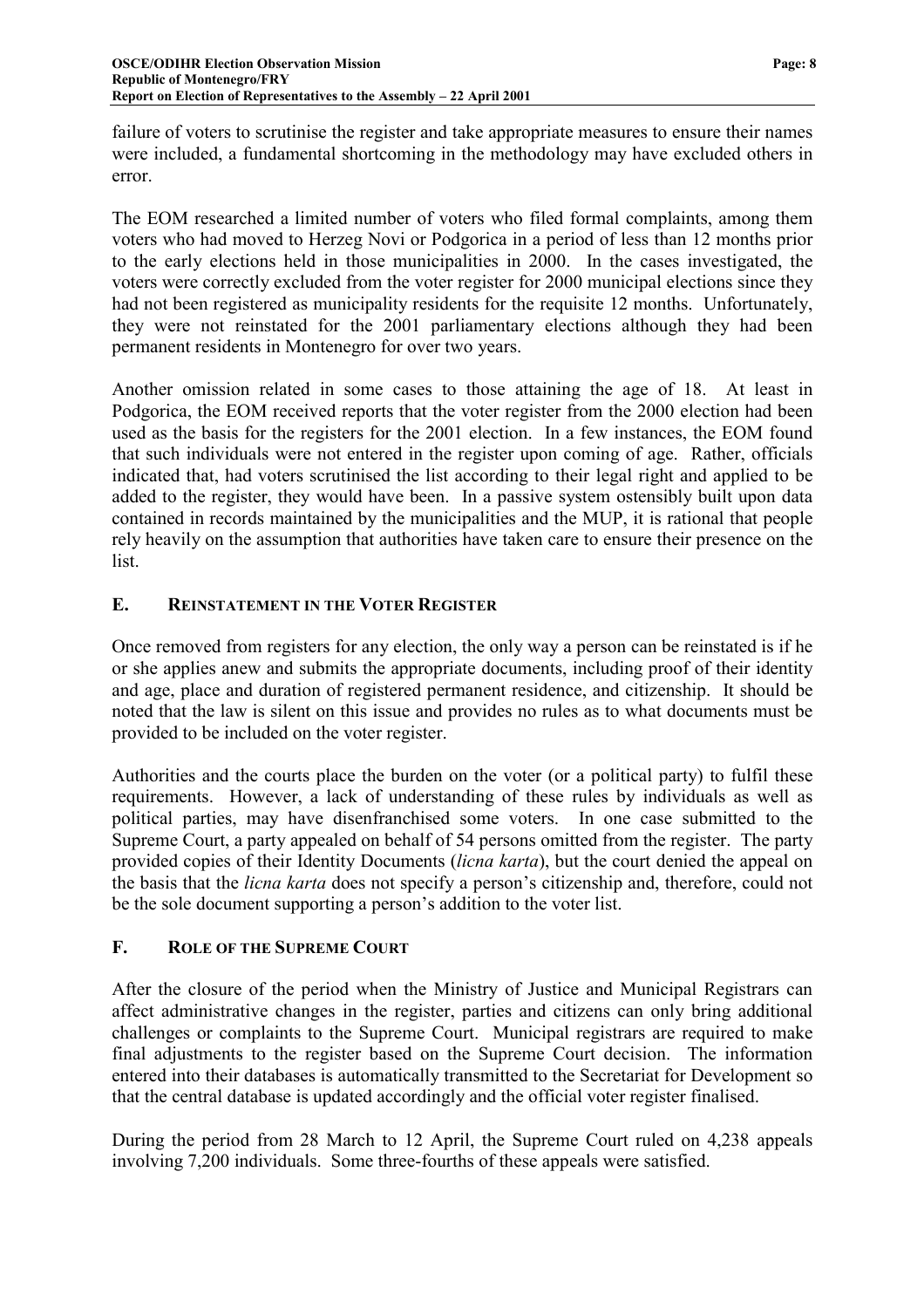failure of voters to scrutinise the register and take appropriate measures to ensure their names were included, a fundamental shortcoming in the methodology may have excluded others in error.

The EOM researched a limited number of voters who filed formal complaints, among them voters who had moved to Herzeg Novi or Podgorica in a period of less than 12 months prior to the early elections held in those municipalities in 2000. In the cases investigated, the voters were correctly excluded from the voter register for 2000 municipal elections since they had not been registered as municipality residents for the requisite 12 months. Unfortunately, they were not reinstated for the 2001 parliamentary elections although they had been permanent residents in Montenegro for over two years.

Another omission related in some cases to those attaining the age of 18. At least in Podgorica, the EOM received reports that the voter register from the 2000 election had been used as the basis for the registers for the 2001 election. In a few instances, the EOM found that such individuals were not entered in the register upon coming of age. Rather, officials indicated that, had voters scrutinised the list according to their legal right and applied to be added to the register, they would have been. In a passive system ostensibly built upon data contained in records maintained by the municipalities and the MUP, it is rational that people rely heavily on the assumption that authorities have taken care to ensure their presence on the list.

### E. Reinstatement in the Voter Register

Once removed from registers for any election, the only way a person can be reinstated is if he or she applies anew and submits the appropriate documents, including proof of their identity and age, place and duration of registered permanent residence, and citizenship. It should be noted that the law is silent on this issue and provides no rules as to what documents must be provided to be included on the voter register.

Authorities and the courts place the burden on the voter (or a political party) to fulfil these requirements. However, a lack of understanding of these rules by individuals as well as political parties, may have disenfranchised some voters. In one case submitted to the Supreme Court, a party appealed on behalf of 54 persons omitted from the register. The party provided copies of their Identity Documents (*licna karta*), but the court denied the appeal on the basis that the *licna karta* does not specify a person's citizenship and, therefore, could not be the sole document supporting a person's addition to the voter list.

### F. Role of the Supreme Court

After the closure of the period when the Ministry of Justice and Municipal Registrars can affect administrative changes in the register, parties and citizens can only bring additional challenges or complaints to the Supreme Court. Municipal registrars are required to make final adjustments to the register based on the Supreme Court decision. The information entered into their databases is automatically transmitted to the Secretariat for Development so that the central database is updated accordingly and the official voter register finalised.

During the period from 28 March to 12 April, the Supreme Court ruled on 4,238 appeals involving 7,200 individuals. Some three-fourths of these appeals were satisfied.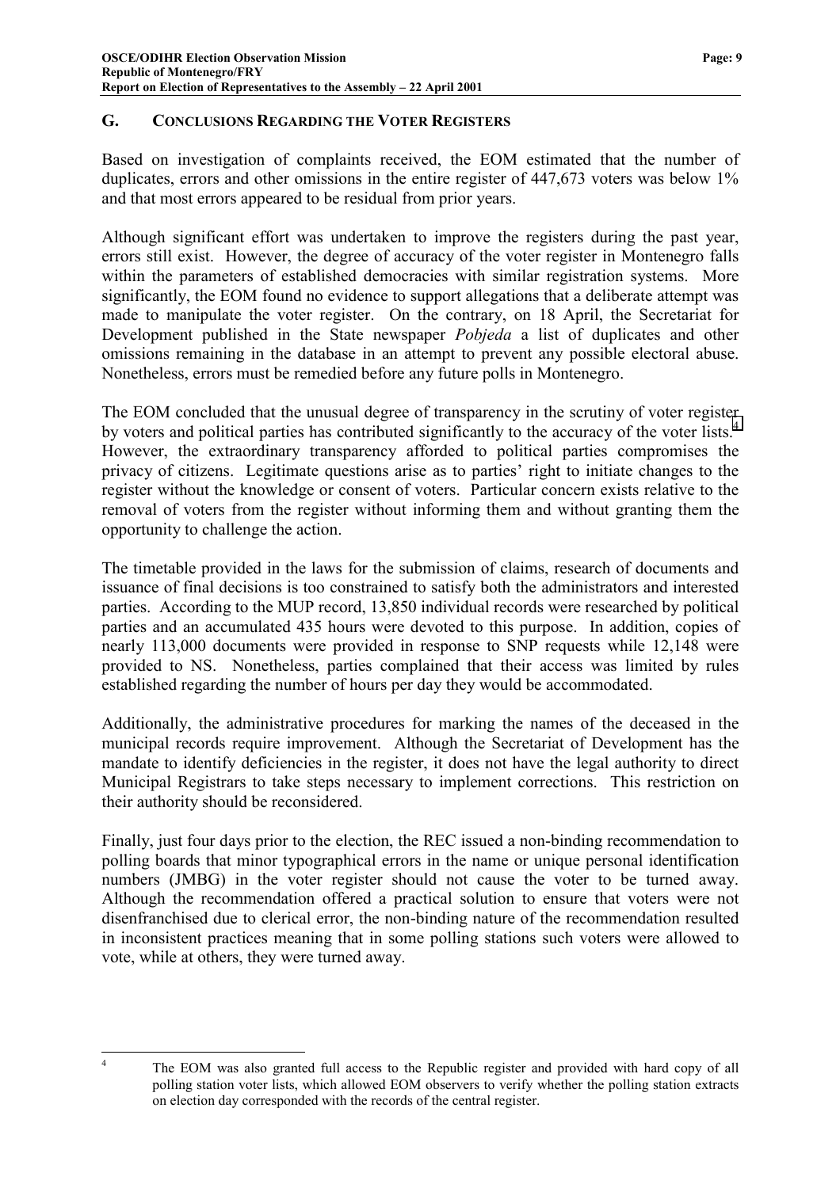## G. CONCLUSIONS REGARDING THE VOTER REGISTERS

Based on investigation of complaints received, the EOM estimated that the number of duplicates, errors and other omissions in the entire register of 447,673 voters was below 1% and that most errors appeared to be residual from prior years.

Although significant effort was undertaken to improve the registers during the past year, errors still exist. However, the degree of accuracy of the voter register in Montenegro falls within the parameters of established democracies with similar registration systems. More significantly, the EOM found no evidence to support allegations that a deliberate attempt was made to manipulate the voter register. On the contrary, on 18 April, the Secretariat for Development published in the State newspaper *Pobjeda* a list of duplicates and other omissions remaining in the database in an attempt to prevent any possible electoral abuse. Nonetheless, errors must be remedied before any future polls in Montenegro.

The EOM concluded that the unusual degree of transparency in the scrutiny of voter register by voters and political parties has contributed significantly to the accuracy of the voter lists.[4] However, the extraordinary transparency afforded to political parties compromises the privacy of citizens. Legitimate questions arise as to parties' right to initiate changes to the register without the knowledge or consent of voters. Particular concern exists relative to the removal of voters from the register without informing them and without granting them the opportunity to challenge the action.

The timetable provided in the laws for the submission of claims, research of documents and issuance of final decisions is too constrained to satisfy both the administrators and interested parties. According to the MUP record, 13,850 individual records were researched by political parties and an accumulated 435 hours were devoted to this purpose. In addition, copies of nearly 113,000 documents were provided in response to SNP requests while 12,148 were provided to NS. Nonetheless, parties complained that their access was limited by rules established regarding the number of hours per day they would be accommodated.

Additionally, the administrative procedures for marking the names of the deceased in the municipal records require improvement. Although the Secretariat of Development has the mandate to identify deficiencies in the register, it does not have the legal authority to direct Municipal Registrars to take steps necessary to implement corrections. This restriction on their authority should be reconsidered.

Finally, just four days prior to the election, the REC issued a non-binding recommendation to polling boards that minor typographical errors in the name or unique personal identification numbers (JMBG) in the voter register should not cause the voter to be turned away. Although the recommendation offered a practical solution to ensure that voters were not disenfranchised due to clerical error, the non-binding nature of the recommendation resulted in inconsistent practices meaning that in some polling stations such voters were allowed to vote, while at others, they were turned away.

---

[4] The EOM was also granted full access to the Republic register and provided with hard copy of all polling station voter lists, which allowed EOM observers to verify whether the polling station extracts on election day corresponded with the records of the central register.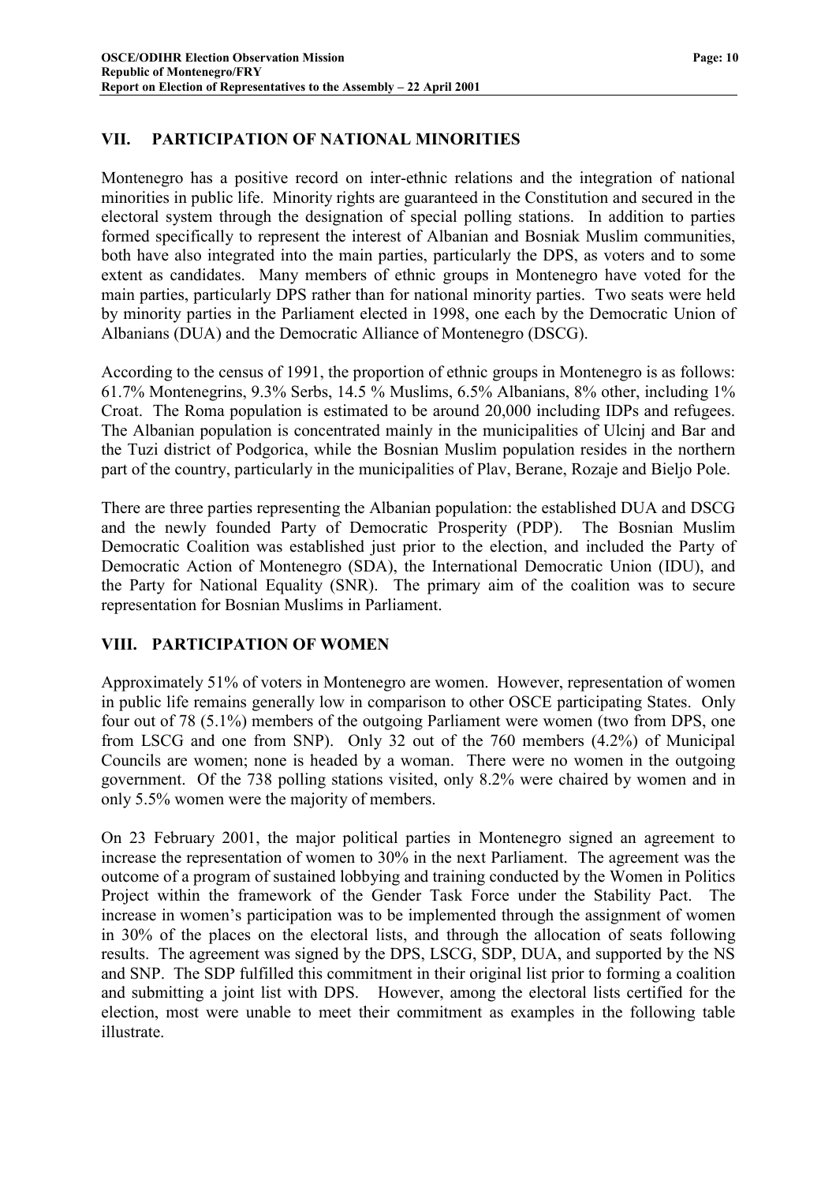## VII. PARTICIPATION OF NATIONAL MINORITIES

Montenegro has a positive record on inter-ethnic relations and the integration of national minorities in public life. Minority rights are guaranteed in the Constitution and secured in the electoral system through the designation of special polling stations. In addition to parties formed specifically to represent the interest of Albanian and Bosniak Muslim communities, both have also integrated into the main parties, particularly the DPS, as voters and to some extent as candidates. Many members of ethnic groups in Montenegro have voted for the main parties, particularly DPS rather than for national minority parties. Two seats were held by minority parties in the Parliament elected in 1998, one each by the Democratic Union of Albanians (DUA) and the Democratic Alliance of Montenegro (DSCG).

According to the census of 1991, the proportion of ethnic groups in Montenegro is as follows: 61.7% Montenegrins, 9.3% Serbs, 14.5 % Muslims, 6.5% Albanians, 8% other, including 1% Croat. The Roma population is estimated to be around 20,000 including IDPs and refugees. The Albanian population is concentrated mainly in the municipalities of Ulcinj and Bar and the Tuzi district of Podgorica, while the Bosnian Muslim population resides in the northern part of the country, particularly in the municipalities of Plav, Berane, Rozaje and Bieljo Pole.

There are three parties representing the Albanian population: the established DUA and DSCG and the newly founded Party of Democratic Prosperity (PDP). The Bosnian Muslim Democratic Coalition was established just prior to the election, and included the Party of Democratic Action of Montenegro (SDA), the International Democratic Union (IDU), and the Party for National Equality (SNR). The primary aim of the coalition was to secure representation for Bosnian Muslims in Parliament.

## VIII. PARTICIPATION OF WOMEN

Approximately 51% of voters in Montenegro are women. However, representation of women in public life remains generally low in comparison to other OSCE participating States. Only four out of 78 (5.1%) members of the outgoing Parliament were women (two from DPS, one from LSCG and one from SNP). Only 32 out of the 760 members (4.2%) of Municipal Councils are women; none is headed by a woman. There were no women in the outgoing government. Of the 738 polling stations visited, only 8.2% were chaired by women and in only 5.5% women were the majority of members.

On 23 February 2001, the major political parties in Montenegro signed an agreement to increase the representation of women to 30% in the next Parliament. The agreement was the outcome of a program of sustained lobbying and training conducted by the Women in Politics Project within the framework of the Gender Task Force under the Stability Pact. The increase in women's participation was to be implemented through the assignment of women in 30% of the places on the electoral lists, and through the allocation of seats following results. The agreement was signed by the DPS, LSCG, SDP, DUA, and supported by the NS and SNP. The SDP fulfilled this commitment in their original list prior to forming a coalition and submitting a joint list with DPS. However, among the electoral lists certified for the election, most were unable to meet their commitment as examples in the following table illustrate.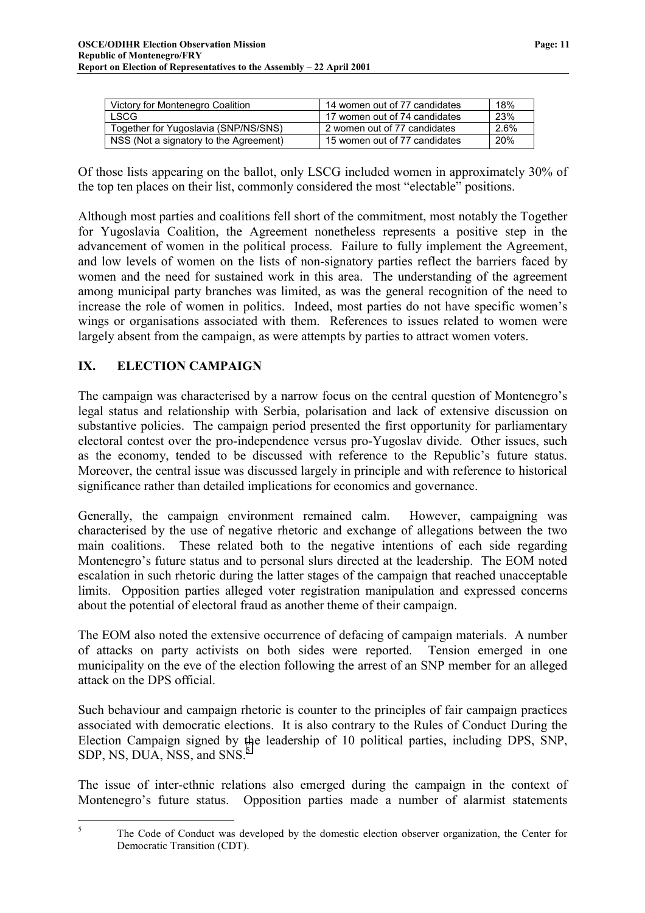| Victory for Montenegro Coalition | 14 women out of 77 candidates | 18% |
|---|---|---|
| LSCG | 17 women out of 74 candidates | 23% |
| Together for Yugoslavia (SNP/NS/SNS) | 2 women out of 77 candidates | 2.6% |
| NSS (Not a signatory to the Agreement) | 15 women out of 77 candidates | 20% |

Of those lists appearing on the ballot, only LSCG included women in approximately 30% of the top ten places on their list, commonly considered the most "electable" positions.

Although most parties and coalitions fell short of the commitment, most notably the Together for Yugoslavia Coalition, the Agreement nonetheless represents a positive step in the advancement of women in the political process. Failure to fully implement the Agreement, and low levels of women on the lists of non-signatory parties reflect the barriers faced by women and the need for sustained work in this area. The understanding of the agreement among municipal party branches was limited, as was the general recognition of the need to increase the role of women in politics. Indeed, most parties do not have specific women's wings or organisations associated with them. References to issues related to women were largely absent from the campaign, as were attempts by parties to attract women voters.

## IX. ELECTION CAMPAIGN

The campaign was characterised by a narrow focus on the central question of Montenegro's legal status and relationship with Serbia, polarisation and lack of extensive discussion on substantive policies. The campaign period presented the first opportunity for parliamentary electoral contest over the pro-independence versus pro-Yugoslav divide. Other issues, such as the economy, tended to be discussed with reference to the Republic's future status. Moreover, the central issue was discussed largely in principle and with reference to historical significance rather than detailed implications for economics and governance.

Generally, the campaign environment remained calm. However, campaigning was characterised by the use of negative rhetoric and exchange of allegations between the two main coalitions. These related both to the negative intentions of each side regarding Montenegro's future status and to personal slurs directed at the leadership. The EOM noted escalation in such rhetoric during the latter stages of the campaign that reached unacceptable limits. Opposition parties alleged voter registration manipulation and expressed concerns about the potential of electoral fraud as another theme of their campaign.

The EOM also noted the extensive occurrence of defacing of campaign materials. A number of attacks on party activists on both sides were reported. Tension emerged in one municipality on the eve of the election following the arrest of an SNP member for an alleged attack on the DPS official.

Such behaviour and campaign rhetoric is counter to the principles of fair campaign practices associated with democratic elections. It is also contrary to the Rules of Conduct During the Election Campaign signed by the leadership of 10 political parties, including DPS, SNP, SDP, NS, DUA, NSS, and SNS.[5]

The issue of inter-ethnic relations also emerged during the campaign in the context of Montenegro's future status. Opposition parties made a number of alarmist statements

[5] The Code of Conduct was developed by the domestic election observer organization, the Center for Democratic Transition (CDT).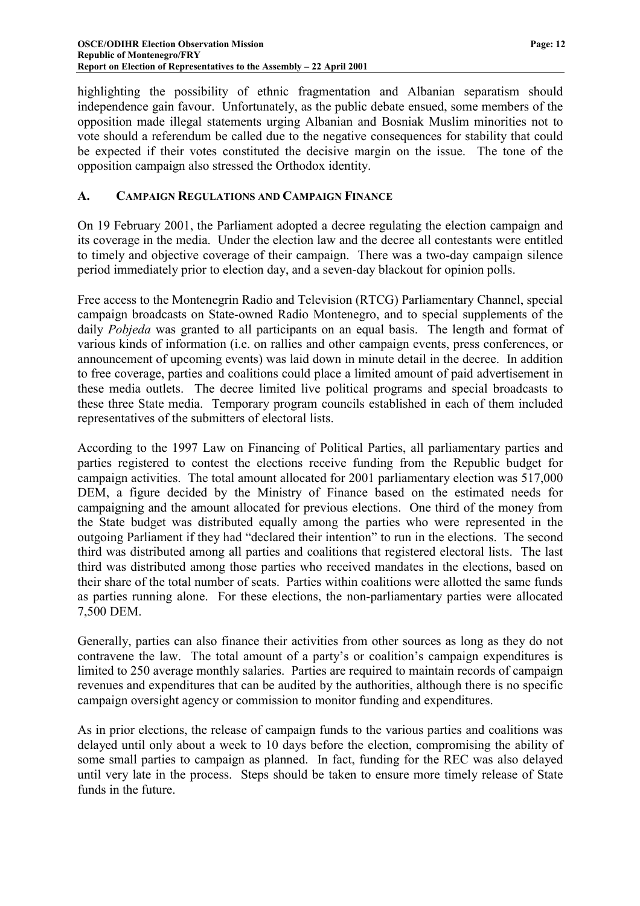highlighting the possibility of ethnic fragmentation and Albanian separatism should independence gain favour. Unfortunately, as the public debate ensued, some members of the opposition made illegal statements urging Albanian and Bosniak Muslim minorities not to vote should a referendum be called due to the negative consequences for stability that could be expected if their votes constituted the decisive margin on the issue. The tone of the opposition campaign also stressed the Orthodox identity.

## A. CAMPAIGN REGULATIONS AND CAMPAIGN FINANCE

On 19 February 2001, the Parliament adopted a decree regulating the election campaign and its coverage in the media. Under the election law and the decree all contestants were entitled to timely and objective coverage of their campaign. There was a two-day campaign silence period immediately prior to election day, and a seven-day blackout for opinion polls.

Free access to the Montenegrin Radio and Television (RTCG) Parliamentary Channel, special campaign broadcasts on State-owned Radio Montenegro, and to special supplements of the daily *Pobjeda* was granted to all participants on an equal basis. The length and format of various kinds of information (i.e. on rallies and other campaign events, press conferences, or announcement of upcoming events) was laid down in minute detail in the decree. In addition to free coverage, parties and coalitions could place a limited amount of paid advertisement in these media outlets. The decree limited live political programs and special broadcasts to these three State media. Temporary program councils established in each of them included representatives of the submitters of electoral lists.

According to the 1997 Law on Financing of Political Parties, all parliamentary parties and parties registered to contest the elections receive funding from the Republic budget for campaign activities. The total amount allocated for 2001 parliamentary election was 517,000 DEM, a figure decided by the Ministry of Finance based on the estimated needs for campaigning and the amount allocated for previous elections. One third of the money from the State budget was distributed equally among the parties who were represented in the outgoing Parliament if they had "declared their intention" to run in the elections. The second third was distributed among all parties and coalitions that registered electoral lists. The last third was distributed among those parties who received mandates in the elections, based on their share of the total number of seats. Parties within coalitions were allotted the same funds as parties running alone. For these elections, the non-parliamentary parties were allocated 7,500 DEM.

Generally, parties can also finance their activities from other sources as long as they do not contravene the law. The total amount of a party's or coalition's campaign expenditures is limited to 250 average monthly salaries. Parties are required to maintain records of campaign revenues and expenditures that can be audited by the authorities, although there is no specific campaign oversight agency or commission to monitor funding and expenditures.

As in prior elections, the release of campaign funds to the various parties and coalitions was delayed until only about a week to 10 days before the election, compromising the ability of some small parties to campaign as planned. In fact, funding for the REC was also delayed until very late in the process. Steps should be taken to ensure more timely release of State funds in the future.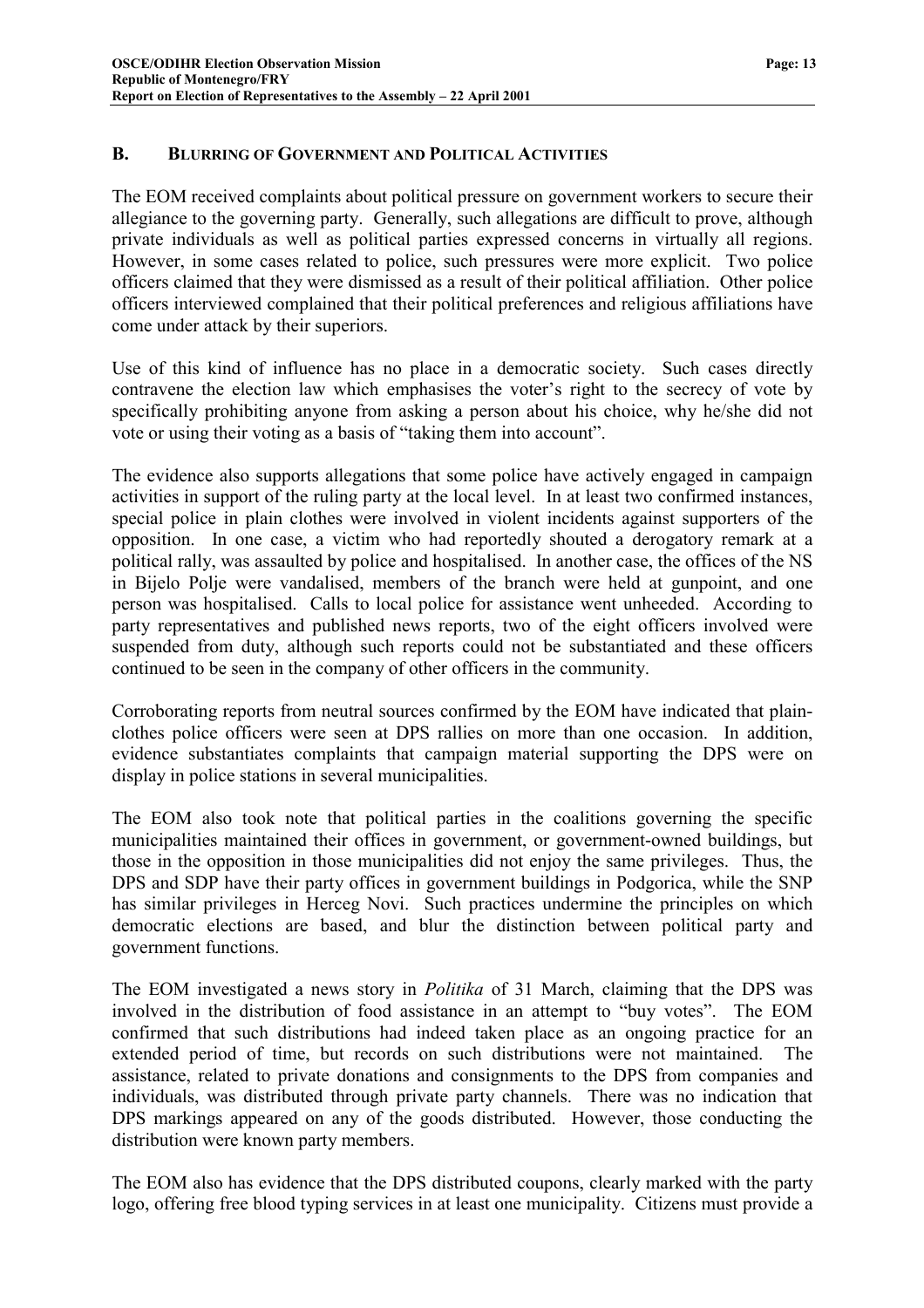### B. BLURRING OF GOVERNMENT AND POLITICAL ACTIVITIES

The EOM received complaints about political pressure on government workers to secure their allegiance to the governing party. Generally, such allegations are difficult to prove, although private individuals as well as political parties expressed concerns in virtually all regions. However, in some cases related to police, such pressures were more explicit. Two police officers claimed that they were dismissed as a result of their political affiliation. Other police officers interviewed complained that their political preferences and religious affiliations have come under attack by their superiors.

Use of this kind of influence has no place in a democratic society. Such cases directly contravene the election law which emphasises the voter's right to the secrecy of vote by specifically prohibiting anyone from asking a person about his choice, why he/she did not vote or using their voting as a basis of "taking them into account".

The evidence also supports allegations that some police have actively engaged in campaign activities in support of the ruling party at the local level. In at least two confirmed instances, special police in plain clothes were involved in violent incidents against supporters of the opposition. In one case, a victim who had reportedly shouted a derogatory remark at a political rally, was assaulted by police and hospitalised. In another case, the offices of the NS in Bijelo Polje were vandalised, members of the branch were held at gunpoint, and one person was hospitalised. Calls to local police for assistance went unheeded. According to party representatives and published news reports, two of the eight officers involved were suspended from duty, although such reports could not be substantiated and these officers continued to be seen in the company of other officers in the community.

Corroborating reports from neutral sources confirmed by the EOM have indicated that plain-clothes police officers were seen at DPS rallies on more than one occasion. In addition, evidence substantiates complaints that campaign material supporting the DPS were on display in police stations in several municipalities.

The EOM also took note that political parties in the coalitions governing the specific municipalities maintained their offices in government, or government-owned buildings, but those in the opposition in those municipalities did not enjoy the same privileges. Thus, the DPS and SDP have their party offices in government buildings in Podgorica, while the SNP has similar privileges in Herceg Novi. Such practices undermine the principles on which democratic elections are based, and blur the distinction between political party and government functions.

The EOM investigated a news story in *Politika* of 31 March, claiming that the DPS was involved in the distribution of food assistance in an attempt to "buy votes". The EOM confirmed that such distributions had indeed taken place as an ongoing practice for an extended period of time, but records on such distributions were not maintained. The assistance, related to private donations and consignments to the DPS from companies and individuals, was distributed through private party channels. There was no indication that DPS markings appeared on any of the goods distributed. However, those conducting the distribution were known party members.

The EOM also has evidence that the DPS distributed coupons, clearly marked with the party logo, offering free blood typing services in at least one municipality. Citizens must provide a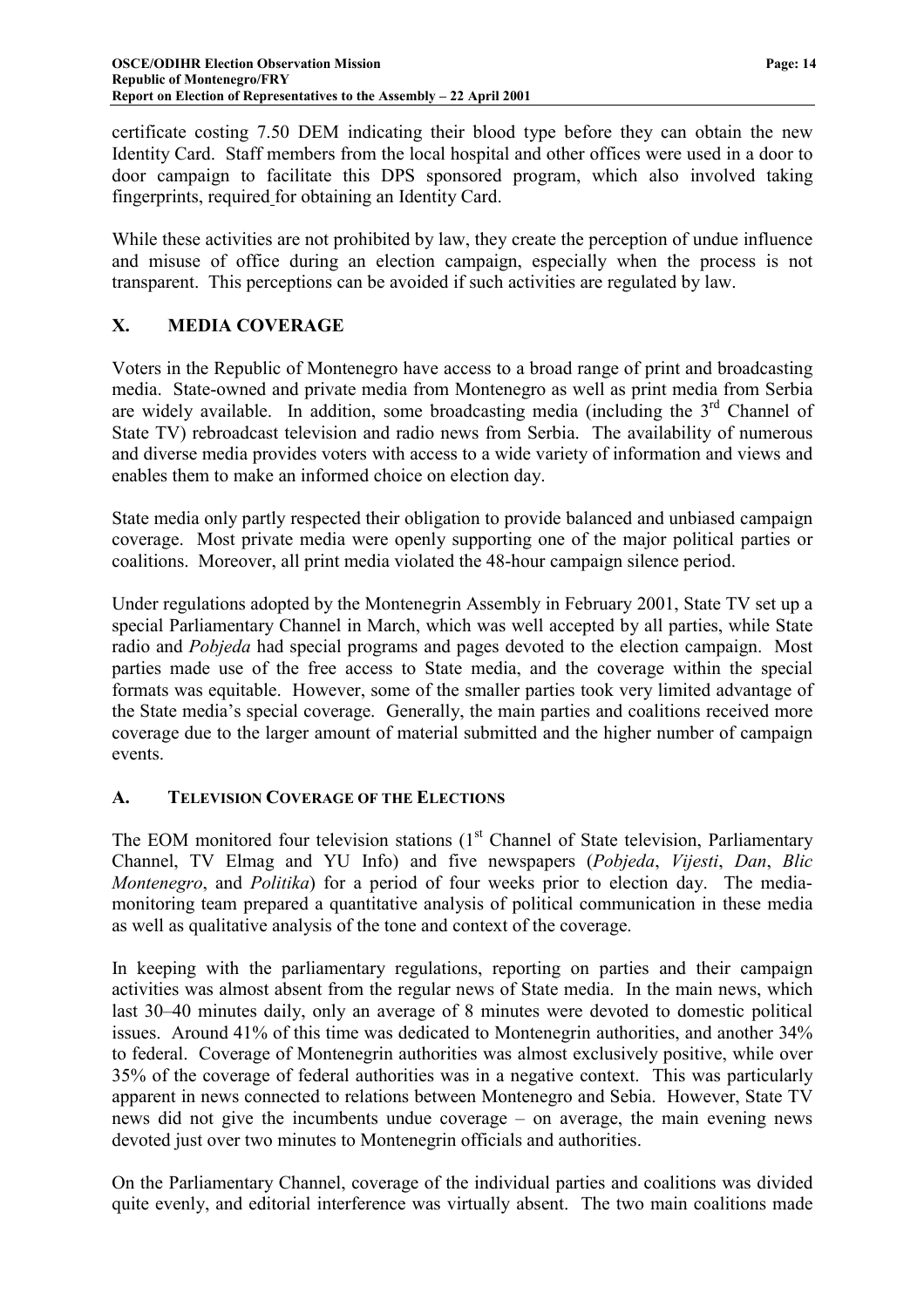certificate costing 7.50 DEM indicating their blood type before they can obtain the new Identity Card. Staff members from the local hospital and other offices were used in a door to door campaign to facilitate this DPS sponsored program, which also involved taking fingerprints, required for obtaining an Identity Card.

While these activities are not prohibited by law, they create the perception of undue influence and misuse of office during an election campaign, especially when the process is not transparent. This perceptions can be avoided if such activities are regulated by law.

## X. MEDIA COVERAGE

Voters in the Republic of Montenegro have access to a broad range of print and broadcasting media. State-owned and private media from Montenegro as well as print media from Serbia are widely available. In addition, some broadcasting media (including the 3rd Channel of State TV) rebroadcast television and radio news from Serbia. The availability of numerous and diverse media provides voters with access to a wide variety of information and views and enables them to make an informed choice on election day.

State media only partly respected their obligation to provide balanced and unbiased campaign coverage. Most private media were openly supporting one of the major political parties or coalitions. Moreover, all print media violated the 48-hour campaign silence period.

Under regulations adopted by the Montenegrin Assembly in February 2001, State TV set up a special Parliamentary Channel in March, which was well accepted by all parties, while State radio and *Pobjeda* had special programs and pages devoted to the election campaign. Most parties made use of the free access to State media, and the coverage within the special formats was equitable. However, some of the smaller parties took very limited advantage of the State media's special coverage. Generally, the main parties and coalitions received more coverage due to the larger amount of material submitted and the higher number of campaign events.

### A. TELEVISION COVERAGE OF THE ELECTIONS

The EOM monitored four television stations (1st Channel of State television, Parliamentary Channel, TV Elmag and YU Info) and five newspapers (*Pobjeda*, *Vijesti*, *Dan*, *Blic Montenegro*, and *Politika*) for a period of four weeks prior to election day. The media-monitoring team prepared a quantitative analysis of political communication in these media as well as qualitative analysis of the tone and context of the coverage.

In keeping with the parliamentary regulations, reporting on parties and their campaign activities was almost absent from the regular news of State media. In the main news, which last 30–40 minutes daily, only an average of 8 minutes were devoted to domestic political issues. Around 41% of this time was dedicated to Montenegrin authorities, and another 34% to federal. Coverage of Montenegrin authorities was almost exclusively positive, while over 35% of the coverage of federal authorities was in a negative context. This was particularly apparent in news connected to relations between Montenegro and Sebia. However, State TV news did not give the incumbents undue coverage – on average, the main evening news devoted just over two minutes to Montenegrin officials and authorities.

On the Parliamentary Channel, coverage of the individual parties and coalitions was divided quite evenly, and editorial interference was virtually absent. The two main coalitions made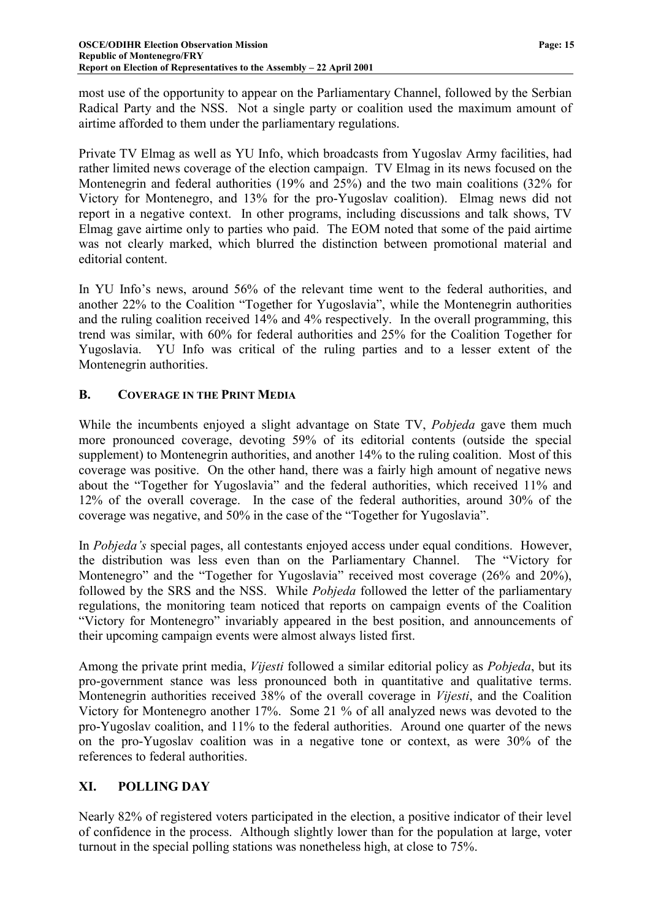most use of the opportunity to appear on the Parliamentary Channel, followed by the Serbian Radical Party and the NSS. Not a single party or coalition used the maximum amount of airtime afforded to them under the parliamentary regulations.

Private TV Elmag as well as YU Info, which broadcasts from Yugoslav Army facilities, had rather limited news coverage of the election campaign. TV Elmag in its news focused on the Montenegrin and federal authorities (19% and 25%) and the two main coalitions (32% for Victory for Montenegro, and 13% for the pro-Yugoslav coalition). Elmag news did not report in a negative context. In other programs, including discussions and talk shows, TV Elmag gave airtime only to parties who paid. The EOM noted that some of the paid airtime was not clearly marked, which blurred the distinction between promotional material and editorial content.

In YU Info's news, around 56% of the relevant time went to the federal authorities, and another 22% to the Coalition "Together for Yugoslavia", while the Montenegrin authorities and the ruling coalition received 14% and 4% respectively. In the overall programming, this trend was similar, with 60% for federal authorities and 25% for the Coalition Together for Yugoslavia. YU Info was critical of the ruling parties and to a lesser extent of the Montenegrin authorities.

### B. COVERAGE IN THE PRINT MEDIA

While the incumbents enjoyed a slight advantage on State TV, *Pobjeda* gave them much more pronounced coverage, devoting 59% of its editorial contents (outside the special supplement) to Montenegrin authorities, and another 14% to the ruling coalition. Most of this coverage was positive. On the other hand, there was a fairly high amount of negative news about the "Together for Yugoslavia" and the federal authorities, which received 11% and 12% of the overall coverage. In the case of the federal authorities, around 30% of the coverage was negative, and 50% in the case of the "Together for Yugoslavia".

In *Pobjeda's* special pages, all contestants enjoyed access under equal conditions. However, the distribution was less even than on the Parliamentary Channel. The "Victory for Montenegro" and the "Together for Yugoslavia" received most coverage (26% and 20%), followed by the SRS and the NSS. While *Pobjeda* followed the letter of the parliamentary regulations, the monitoring team noticed that reports on campaign events of the Coalition "Victory for Montenegro" invariably appeared in the best position, and announcements of their upcoming campaign events were almost always listed first.

Among the private print media, *Vijesti* followed a similar editorial policy as *Pobjeda*, but its pro-government stance was less pronounced both in quantitative and qualitative terms. Montenegrin authorities received 38% of the overall coverage in *Vijesti*, and the Coalition Victory for Montenegro another 17%. Some 21 % of all analyzed news was devoted to the pro-Yugoslav coalition, and 11% to the federal authorities. Around one quarter of the news on the pro-Yugoslav coalition was in a negative tone or context, as were 30% of the references to federal authorities.

## XI. POLLING DAY

Nearly 82% of registered voters participated in the election, a positive indicator of their level of confidence in the process. Although slightly lower than for the population at large, voter turnout in the special polling stations was nonetheless high, at close to 75%.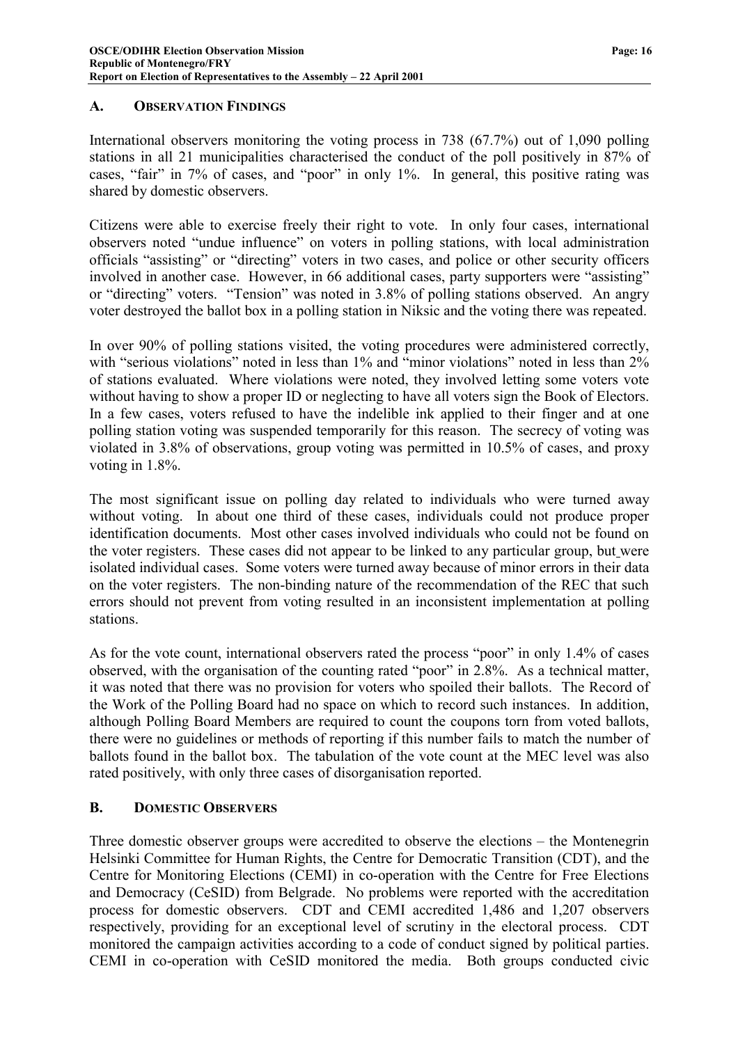## A. OBSERVATION FINDINGS

International observers monitoring the voting process in 738 (67.7%) out of 1,090 polling stations in all 21 municipalities characterised the conduct of the poll positively in 87% of cases, "fair" in 7% of cases, and "poor" in only 1%. In general, this positive rating was shared by domestic observers.

Citizens were able to exercise freely their right to vote. In only four cases, international observers noted "undue influence" on voters in polling stations, with local administration officials "assisting" or "directing" voters in two cases, and police or other security officers involved in another case. However, in 66 additional cases, party supporters were "assisting" or "directing" voters. "Tension" was noted in 3.8% of polling stations observed. An angry voter destroyed the ballot box in a polling station in Niksic and the voting there was repeated.

In over 90% of polling stations visited, the voting procedures were administered correctly, with "serious violations" noted in less than 1% and "minor violations" noted in less than 2% of stations evaluated. Where violations were noted, they involved letting some voters vote without having to show a proper ID or neglecting to have all voters sign the Book of Electors. In a few cases, voters refused to have the indelible ink applied to their finger and at one polling station voting was suspended temporarily for this reason. The secrecy of voting was violated in 3.8% of observations, group voting was permitted in 10.5% of cases, and proxy voting in 1.8%.

The most significant issue on polling day related to individuals who were turned away without voting. In about one third of these cases, individuals could not produce proper identification documents. Most other cases involved individuals who could not be found on the voter registers. These cases did not appear to be linked to any particular group, but were isolated individual cases. Some voters were turned away because of minor errors in their data on the voter registers. The non-binding nature of the recommendation of the REC that such errors should not prevent from voting resulted in an inconsistent implementation at polling stations.

As for the vote count, international observers rated the process "poor" in only 1.4% of cases observed, with the organisation of the counting rated "poor" in 2.8%. As a technical matter, it was noted that there was no provision for voters who spoiled their ballots. The Record of the Work of the Polling Board had no space on which to record such instances. In addition, although Polling Board Members are required to count the coupons torn from voted ballots, there were no guidelines or methods of reporting if this number fails to match the number of ballots found in the ballot box. The tabulation of the vote count at the MEC level was also rated positively, with only three cases of disorganisation reported.

## B. DOMESTIC OBSERVERS

Three domestic observer groups were accredited to observe the elections – the Montenegrin Helsinki Committee for Human Rights, the Centre for Democratic Transition (CDT), and the Centre for Monitoring Elections (CEMI) in co-operation with the Centre for Free Elections and Democracy (CeSID) from Belgrade. No problems were reported with the accreditation process for domestic observers. CDT and CEMI accredited 1,486 and 1,207 observers respectively, providing for an exceptional level of scrutiny in the electoral process. CDT monitored the campaign activities according to a code of conduct signed by political parties. CEMI in co-operation with CeSID monitored the media. Both groups conducted civic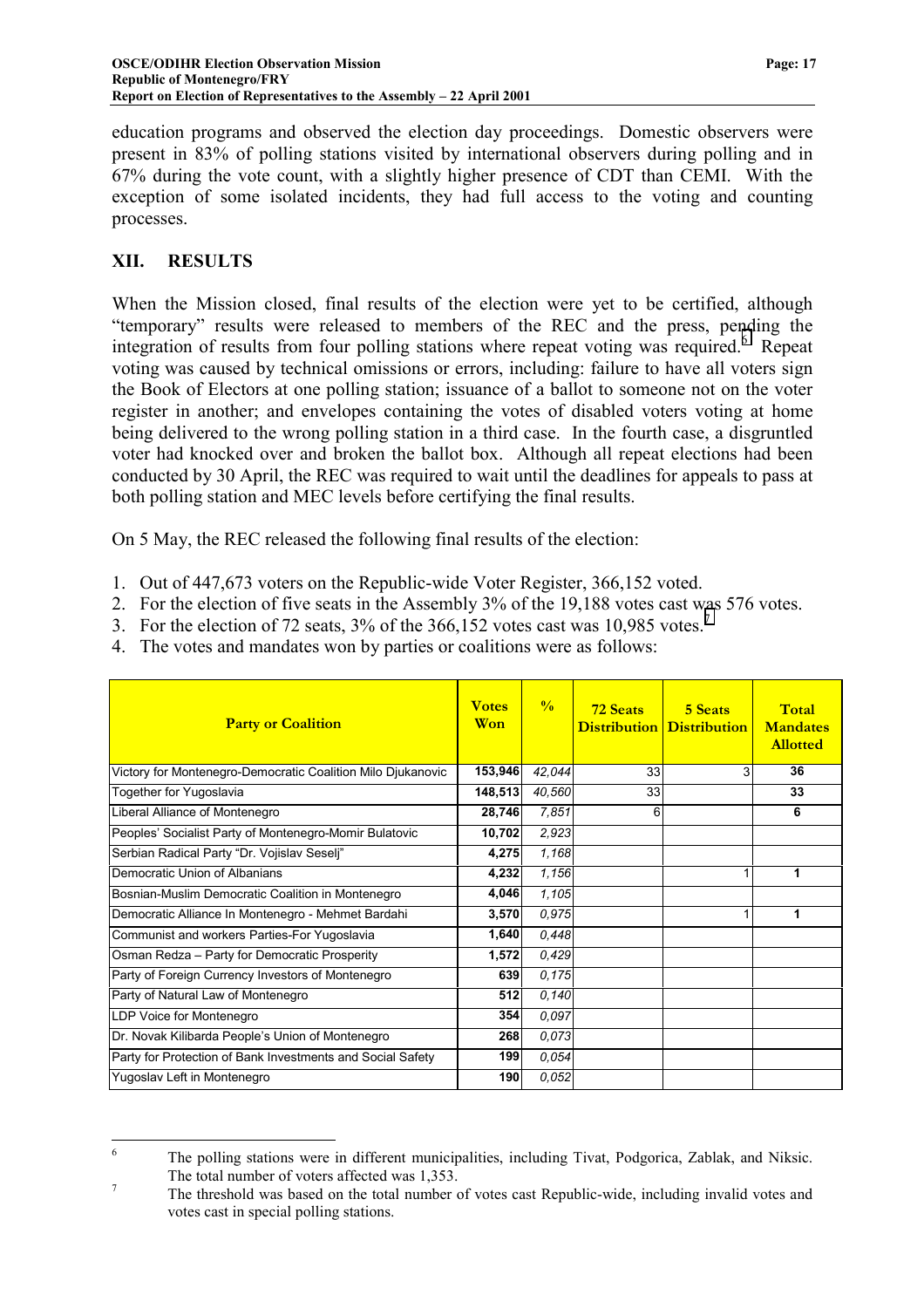education programs and observed the election day proceedings. Domestic observers were present in 83% of polling stations visited by international observers during polling and in 67% during the vote count, with a slightly higher presence of CDT than CEMI. With the exception of some isolated incidents, they had full access to the voting and counting processes.

## XII. RESULTS

When the Mission closed, final results of the election were yet to be certified, although "temporary" results were released to members of the REC and the press, pending the integration of results from four polling stations where repeat voting was required.[6] Repeat voting was caused by technical omissions or errors, including: failure to have all voters sign the Book of Electors at one polling station; issuance of a ballot to someone not on the voter register in another; and envelopes containing the votes of disabled voters voting at home being delivered to the wrong polling station in a third case. In the fourth case, a disgruntled voter had knocked over and broken the ballot box. Although all repeat elections had been conducted by 30 April, the REC was required to wait until the deadlines for appeals to pass at both polling station and MEC levels before certifying the final results.

On 5 May, the REC released the following final results of the election:

1. Out of 447,673 voters on the Republic-wide Voter Register, 366,152 voted.
2. For the election of five seats in the Assembly 3% of the 19,188 votes cast was 576 votes.
3. For the election of 72 seats, 3% of the 366,152 votes cast was 10,985 votes.[7]
4. The votes and mandates won by parties or coalitions were as follows:

| Party or Coalition | Votes Won | % | 72 Seats Distribution | 5 Seats Distribution | Total Mandates Allotted |
|---|---|---|---|---|---|
| Victory for Montenegro-Democratic Coalition Milo Djukanovic | **153,946** | *42,044* | 33 | 3 | **36** |
| Together for Yugoslavia | **148,513** | *40,560* | 33 | | **33** |
| Liberal Alliance of Montenegro | **28,746** | *7,851* | 6 | | **6** |
| Peoples' Socialist Party of Montenegro-Momir Bulatovic | **10,702** | *2,923* | | | |
| Serbian Radical Party "Dr. Vojislav Seselj" | **4,275** | *1,168* | | | |
| Democratic Union of Albanians | **4,232** | *1,156* | | 1 | **1** |
| Bosnian-Muslim Democratic Coalition in Montenegro | **4,046** | *1,105* | | | |
| Democratic Alliance In Montenegro - Mehmet Bardahi | **3,570** | *0,975* | | 1 | **1** |
| Communist and workers Parties-For Yugoslavia | **1,640** | *0,448* | | | |
| Osman Redza – Party for Democratic Prosperity | **1,572** | *0,429* | | | |
| Party of Foreign Currency Investors of Montenegro | **639** | *0,175* | | | |
| Party of Natural Law of Montenegro | **512** | *0,140* | | | |
| LDP Voice for Montenegro | **354** | *0,097* | | | |
| Dr. Novak Kilibarda People's Union of Montenegro | **268** | *0,073* | | | |
| Party for Protection of Bank Investments and Social Safety | **199** | *0,054* | | | |
| Yugoslav Left in Montenegro | **190** | *0,052* | | | |

---

[6] The polling stations were in different municipalities, including Tivat, Podgorica, Zablak, and Niksic. The total number of voters affected was 1,353.

[7] The threshold was based on the total number of votes cast Republic-wide, including invalid votes and votes cast in special polling stations.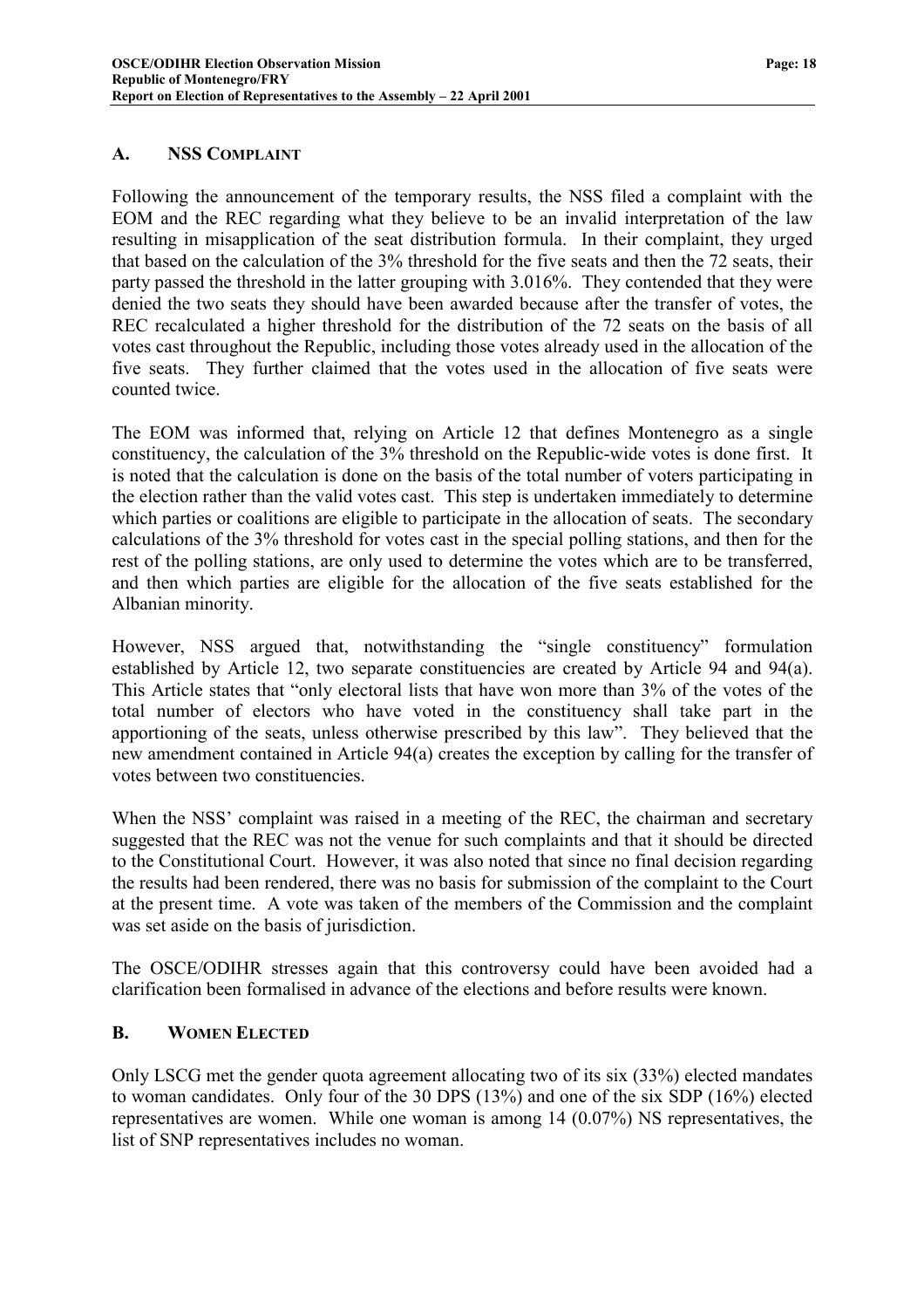## A. NSS COMPLAINT

Following the announcement of the temporary results, the NSS filed a complaint with the EOM and the REC regarding what they believe to be an invalid interpretation of the law resulting in misapplication of the seat distribution formula. In their complaint, they urged that based on the calculation of the 3% threshold for the five seats and then the 72 seats, their party passed the threshold in the latter grouping with 3.016%. They contended that they were denied the two seats they should have been awarded because after the transfer of votes, the REC recalculated a higher threshold for the distribution of the 72 seats on the basis of all votes cast throughout the Republic, including those votes already used in the allocation of the five seats. They further claimed that the votes used in the allocation of five seats were counted twice.

The EOM was informed that, relying on Article 12 that defines Montenegro as a single constituency, the calculation of the 3% threshold on the Republic-wide votes is done first. It is noted that the calculation is done on the basis of the total number of voters participating in the election rather than the valid votes cast. This step is undertaken immediately to determine which parties or coalitions are eligible to participate in the allocation of seats. The secondary calculations of the 3% threshold for votes cast in the special polling stations, and then for the rest of the polling stations, are only used to determine the votes which are to be transferred, and then which parties are eligible for the allocation of the five seats established for the Albanian minority.

However, NSS argued that, notwithstanding the "single constituency" formulation established by Article 12, two separate constituencies are created by Article 94 and 94(a). This Article states that "only electoral lists that have won more than 3% of the votes of the total number of electors who have voted in the constituency shall take part in the apportioning of the seats, unless otherwise prescribed by this law". They believed that the new amendment contained in Article 94(a) creates the exception by calling for the transfer of votes between two constituencies.

When the NSS' complaint was raised in a meeting of the REC, the chairman and secretary suggested that the REC was not the venue for such complaints and that it should be directed to the Constitutional Court. However, it was also noted that since no final decision regarding the results had been rendered, there was no basis for submission of the complaint to the Court at the present time. A vote was taken of the members of the Commission and the complaint was set aside on the basis of jurisdiction.

The OSCE/ODIHR stresses again that this controversy could have been avoided had a clarification been formalised in advance of the elections and before results were known.

## B. WOMEN ELECTED

Only LSCG met the gender quota agreement allocating two of its six (33%) elected mandates to woman candidates. Only four of the 30 DPS (13%) and one of the six SDP (16%) elected representatives are women. While one woman is among 14 (0.07%) NS representatives, the list of SNP representatives includes no woman.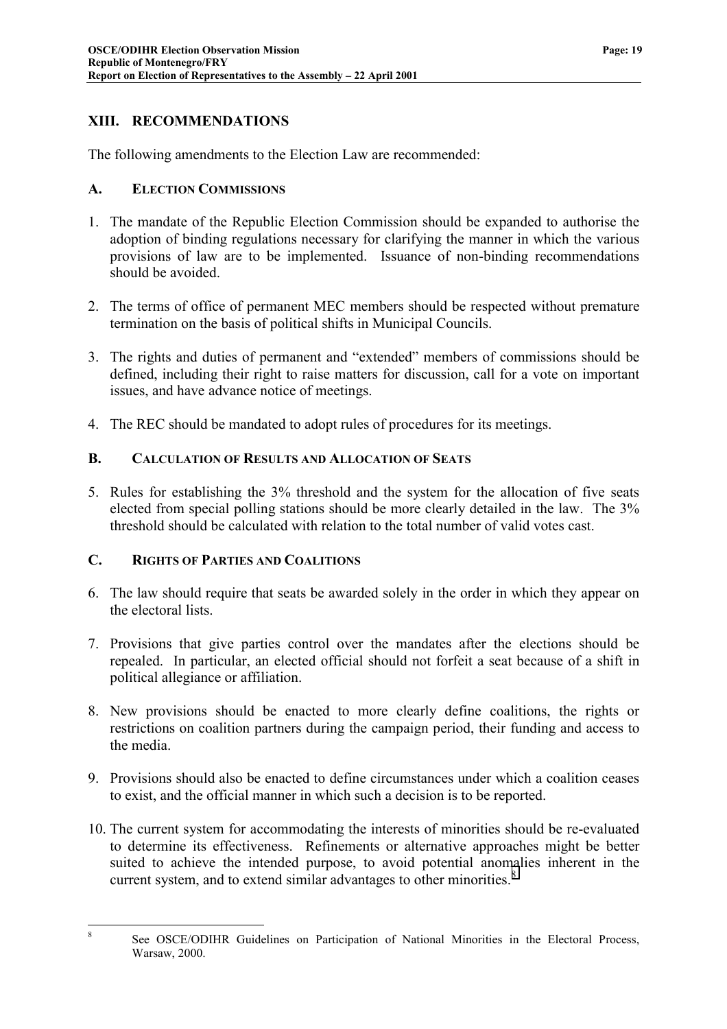## XIII. RECOMMENDATIONS

The following amendments to the Election Law are recommended:

### A. ELECTION COMMISSIONS

1. The mandate of the Republic Election Commission should be expanded to authorise the adoption of binding regulations necessary for clarifying the manner in which the various provisions of law are to be implemented. Issuance of non-binding recommendations should be avoided.

2. The terms of office of permanent MEC members should be respected without premature termination on the basis of political shifts in Municipal Councils.

3. The rights and duties of permanent and "extended" members of commissions should be defined, including their right to raise matters for discussion, call for a vote on important issues, and have advance notice of meetings.

4. The REC should be mandated to adopt rules of procedures for its meetings.

### B. CALCULATION OF RESULTS AND ALLOCATION OF SEATS

5. Rules for establishing the 3% threshold and the system for the allocation of five seats elected from special polling stations should be more clearly detailed in the law. The 3% threshold should be calculated with relation to the total number of valid votes cast.

### C. RIGHTS OF PARTIES AND COALITIONS

6. The law should require that seats be awarded solely in the order in which they appear on the electoral lists.

7. Provisions that give parties control over the mandates after the elections should be repealed. In particular, an elected official should not forfeit a seat because of a shift in political allegiance or affiliation.

8. New provisions should be enacted to more clearly define coalitions, the rights or restrictions on coalition partners during the campaign period, their funding and access to the media.

9. Provisions should also be enacted to define circumstances under which a coalition ceases to exist, and the official manner in which such a decision is to be reported.

10. The current system for accommodating the interests of minorities should be re-evaluated to determine its effectiveness. Refinements or alternative approaches might be better suited to achieve the intended purpose, to avoid potential anomalies inherent in the current system, and to extend similar advantages to other minorities.[8]

---

[8] See OSCE/ODIHR Guidelines on Participation of National Minorities in the Electoral Process, Warsaw, 2000.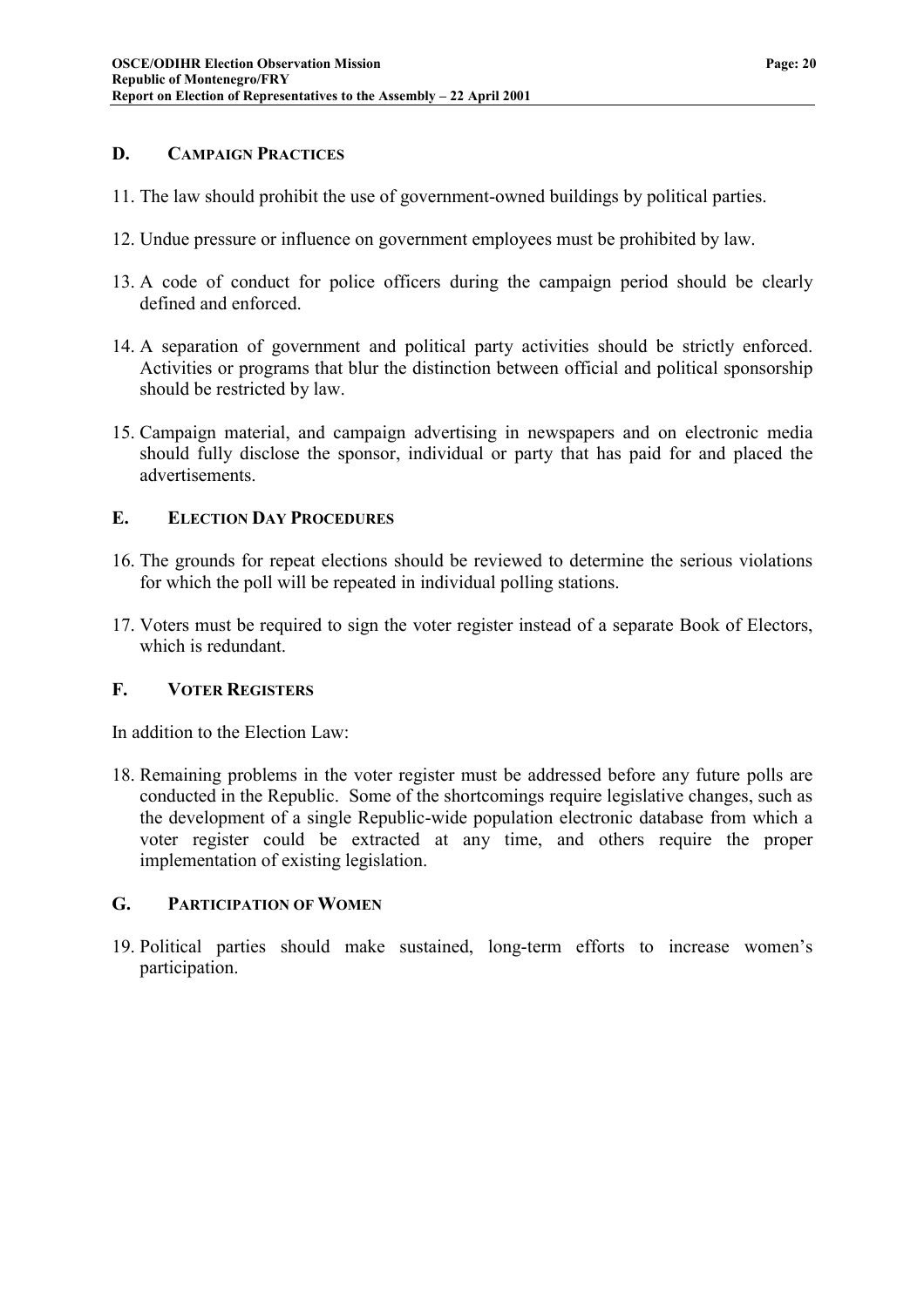### D. CAMPAIGN PRACTICES

11. The law should prohibit the use of government-owned buildings by political parties.

12. Undue pressure or influence on government employees must be prohibited by law.

13. A code of conduct for police officers during the campaign period should be clearly defined and enforced.

14. A separation of government and political party activities should be strictly enforced. Activities or programs that blur the distinction between official and political sponsorship should be restricted by law.

15. Campaign material, and campaign advertising in newspapers and on electronic media should fully disclose the sponsor, individual or party that has paid for and placed the advertisements.

### E. ELECTION DAY PROCEDURES

16. The grounds for repeat elections should be reviewed to determine the serious violations for which the poll will be repeated in individual polling stations.

17. Voters must be required to sign the voter register instead of a separate Book of Electors, which is redundant.

### F. VOTER REGISTERS

In addition to the Election Law:

18. Remaining problems in the voter register must be addressed before any future polls are conducted in the Republic. Some of the shortcomings require legislative changes, such as the development of a single Republic-wide population electronic database from which a voter register could be extracted at any time, and others require the proper implementation of existing legislation.

### G. PARTICIPATION OF WOMEN

19. Political parties should make sustained, long-term efforts to increase women's participation.